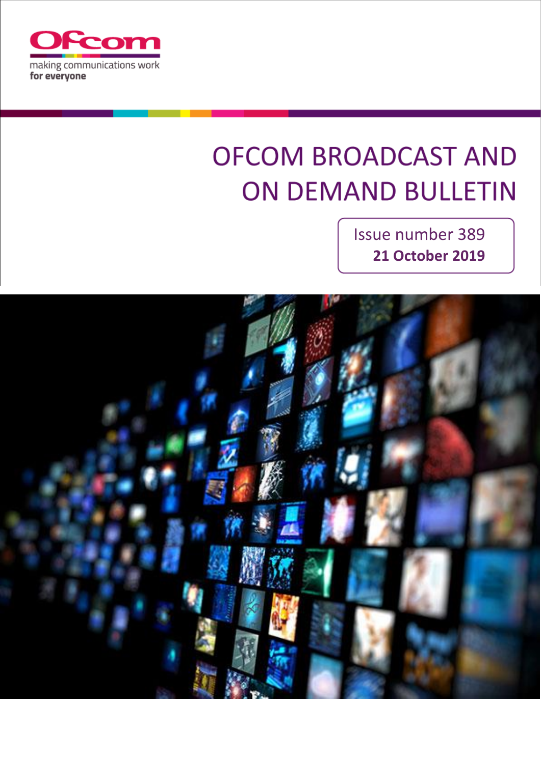Ofcom

making communications work
for everyone

# OFCOM BROADCAST AND ON DEMAND BULLETIN

Issue number 389

**21 October 2019**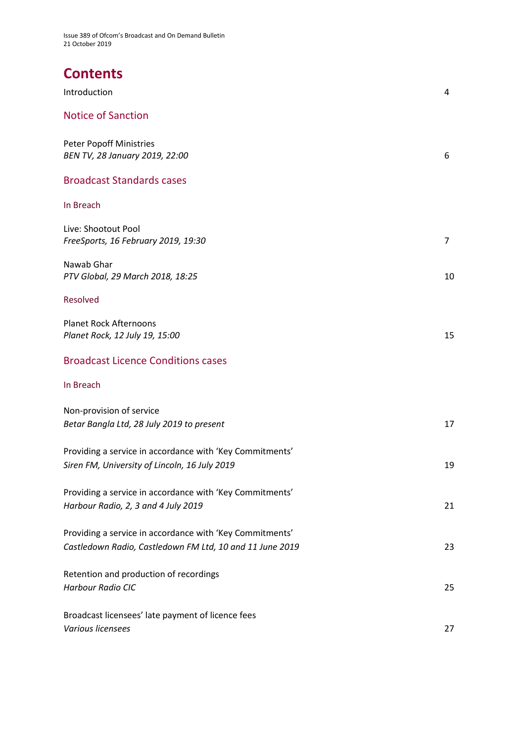# Contents

Introduction 4

## Notice of Sanction

Peter Popoff Ministries
*BEN TV, 28 January 2019, 22:00* 6

## Broadcast Standards cases

### In Breach

Live: Shootout Pool
*FreeSports, 16 February 2019, 19:30* 7

Nawab Ghar
*PTV Global, 29 March 2018, 18:25* 10

### Resolved

Planet Rock Afternoons
*Planet Rock, 12 July 19, 15:00* 15

## Broadcast Licence Conditions cases

### In Breach

Non-provision of service
*Betar Bangla Ltd, 28 July 2019 to present* 17

Providing a service in accordance with 'Key Commitments'
*Siren FM, University of Lincoln, 16 July 2019* 19

Providing a service in accordance with 'Key Commitments'
*Harbour Radio, 2, 3 and 4 July 2019* 21

Providing a service in accordance with 'Key Commitments'
*Castledown Radio, Castledown FM Ltd, 10 and 11 June 2019* 23

Retention and production of recordings
*Harbour Radio CIC* 25

Broadcast licensees' late payment of licence fees
*Various licensees* 27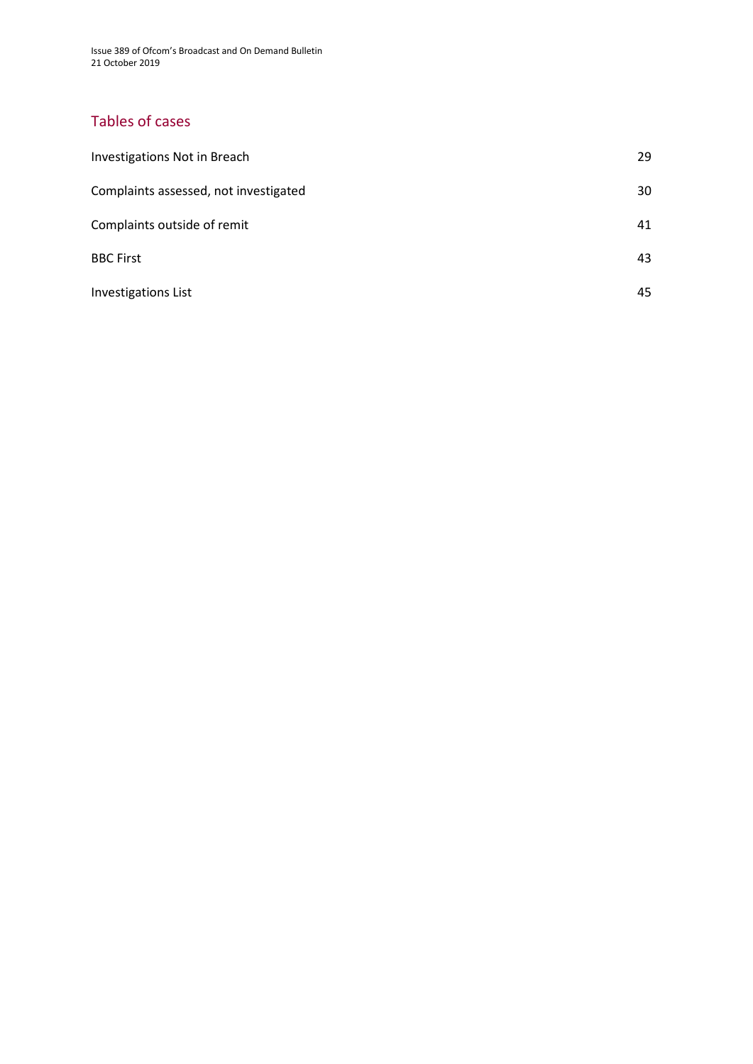## Tables of cases

Investigations Not in Breach 29

Complaints assessed, not investigated 30

Complaints outside of remit 41

BBC First 43

Investigations List 45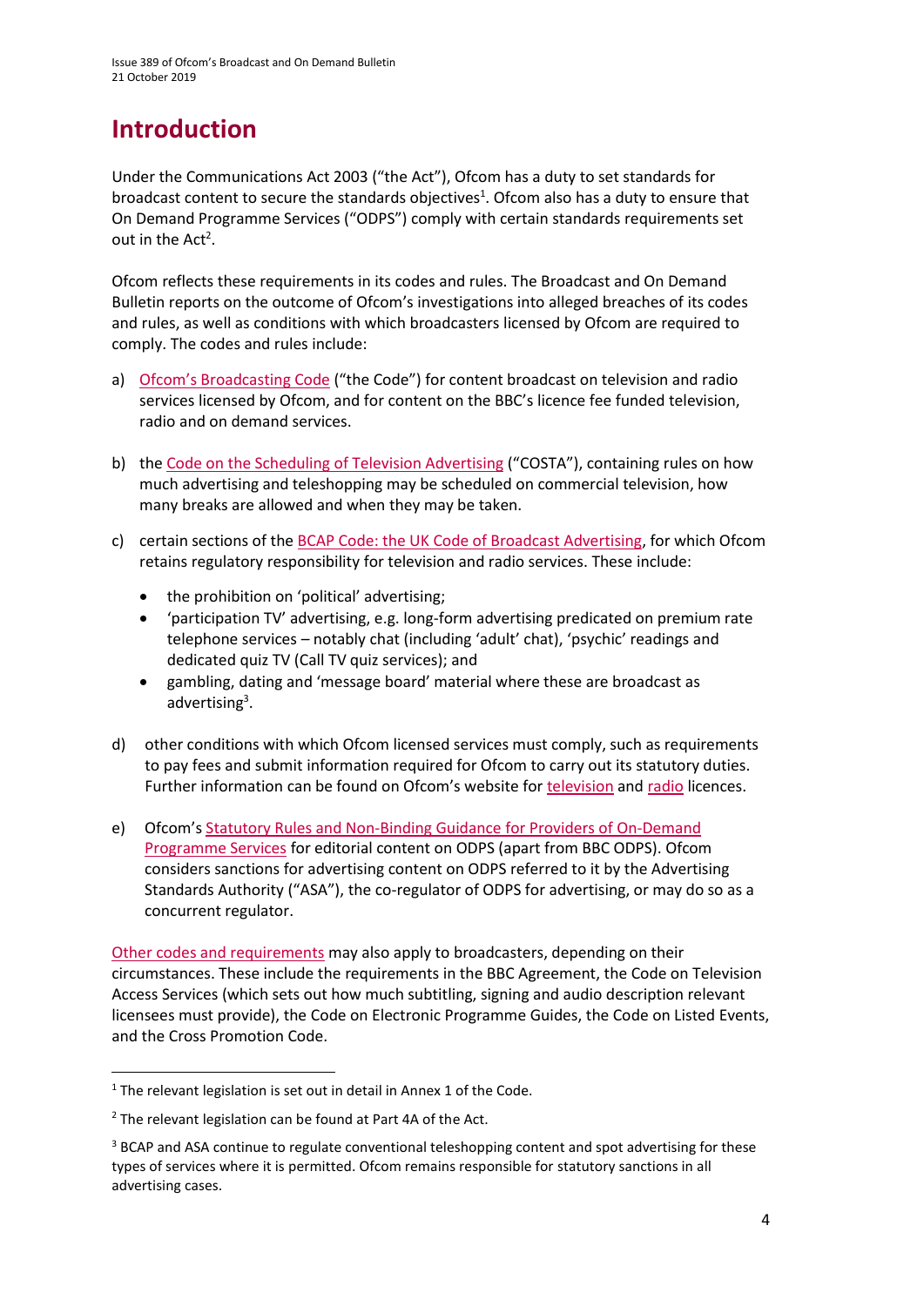# Introduction

Under the Communications Act 2003 ("the Act"), Ofcom has a duty to set standards for broadcast content to secure the standards objectives[1]. Ofcom also has a duty to ensure that On Demand Programme Services ("ODPS") comply with certain standards requirements set out in the Act[2].

Ofcom reflects these requirements in its codes and rules. The Broadcast and On Demand Bulletin reports on the outcome of Ofcom's investigations into alleged breaches of its codes and rules, as well as conditions with which broadcasters licensed by Ofcom are required to comply. The codes and rules include:

a) Ofcom's Broadcasting Code ("the Code") for content broadcast on television and radio services licensed by Ofcom, and for content on the BBC's licence fee funded television, radio and on demand services.

b) the Code on the Scheduling of Television Advertising ("COSTA"), containing rules on how much advertising and teleshopping may be scheduled on commercial television, how many breaks are allowed and when they may be taken.

c) certain sections of the BCAP Code: the UK Code of Broadcast Advertising, for which Ofcom retains regulatory responsibility for television and radio services. These include:

- the prohibition on 'political' advertising;
- 'participation TV' advertising, e.g. long-form advertising predicated on premium rate telephone services – notably chat (including 'adult' chat), 'psychic' readings and dedicated quiz TV (Call TV quiz services); and
- gambling, dating and 'message board' material where these are broadcast as advertising[3].

d) other conditions with which Ofcom licensed services must comply, such as requirements to pay fees and submit information required for Ofcom to carry out its statutory duties. Further information can be found on Ofcom's website for television and radio licences.

e) Ofcom's Statutory Rules and Non-Binding Guidance for Providers of On-Demand Programme Services for editorial content on ODPS (apart from BBC ODPS). Ofcom considers sanctions for advertising content on ODPS referred to it by the Advertising Standards Authority ("ASA"), the co-regulator of ODPS for advertising, or may do so as a concurrent regulator.

Other codes and requirements may also apply to broadcasters, depending on their circumstances. These include the requirements in the BBC Agreement, the Code on Television Access Services (which sets out how much subtitling, signing and audio description relevant licensees must provide), the Code on Electronic Programme Guides, the Code on Listed Events, and the Cross Promotion Code.

---

[1] The relevant legislation is set out in detail in Annex 1 of the Code.

[2] The relevant legislation can be found at Part 4A of the Act.

[3] BCAP and ASA continue to regulate conventional teleshopping content and spot advertising for these types of services where it is permitted. Ofcom remains responsible for statutory sanctions in all advertising cases.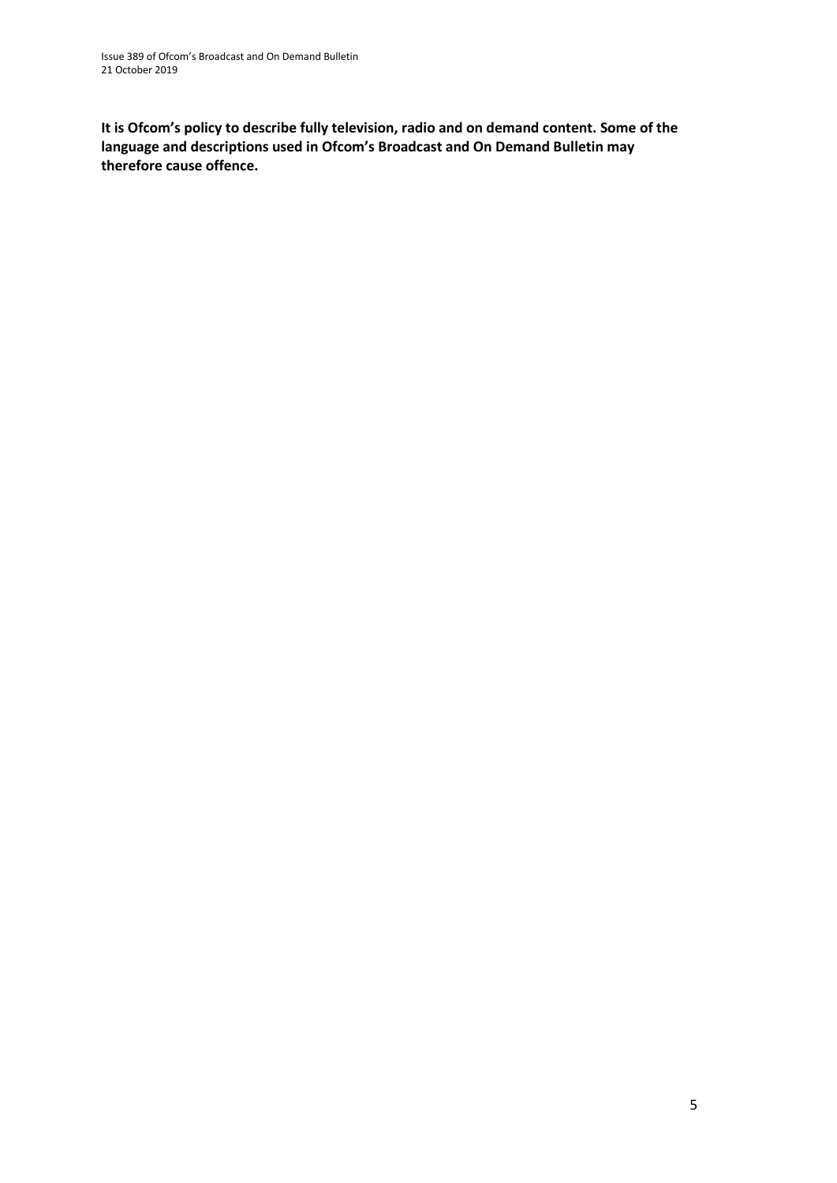**It is Ofcom's policy to describe fully television, radio and on demand content. Some of the language and descriptions used in Ofcom's Broadcast and On Demand Bulletin may therefore cause offence.**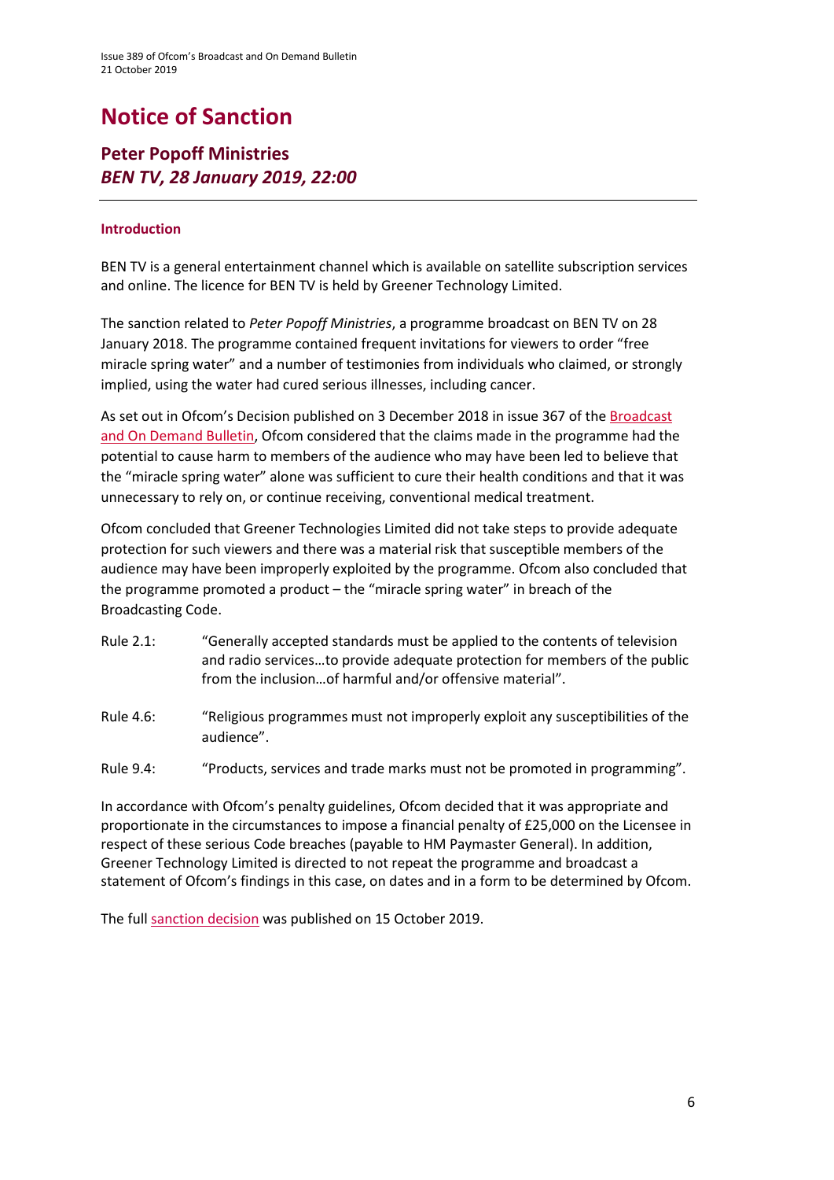# Notice of Sanction

## Peter Popoff Ministries
## *BEN TV, 28 January 2019, 22:00*

---

### Introduction

BEN TV is a general entertainment channel which is available on satellite subscription services and online. The licence for BEN TV is held by Greener Technology Limited.

The sanction related to *Peter Popoff Ministries*, a programme broadcast on BEN TV on 28 January 2018. The programme contained frequent invitations for viewers to order "free miracle spring water" and a number of testimonies from individuals who claimed, or strongly implied, using the water had cured serious illnesses, including cancer.

As set out in Ofcom's Decision published on 3 December 2018 in issue 367 of the Broadcast and On Demand Bulletin, Ofcom considered that the claims made in the programme had the potential to cause harm to members of the audience who may have been led to believe that the "miracle spring water" alone was sufficient to cure their health conditions and that it was unnecessary to rely on, or continue receiving, conventional medical treatment.

Ofcom concluded that Greener Technologies Limited did not take steps to provide adequate protection for such viewers and there was a material risk that susceptible members of the audience may have been improperly exploited by the programme. Ofcom also concluded that the programme promoted a product – the "miracle spring water" in breach of the Broadcasting Code.

Rule 2.1: "Generally accepted standards must be applied to the contents of television and radio services…to provide adequate protection for members of the public from the inclusion…of harmful and/or offensive material".

Rule 4.6: "Religious programmes must not improperly exploit any susceptibilities of the audience".

Rule 9.4: "Products, services and trade marks must not be promoted in programming".

In accordance with Ofcom's penalty guidelines, Ofcom decided that it was appropriate and proportionate in the circumstances to impose a financial penalty of £25,000 on the Licensee in respect of these serious Code breaches (payable to HM Paymaster General). In addition, Greener Technology Limited is directed to not repeat the programme and broadcast a statement of Ofcom's findings in this case, on dates and in a form to be determined by Ofcom.

The full sanction decision was published on 15 October 2019.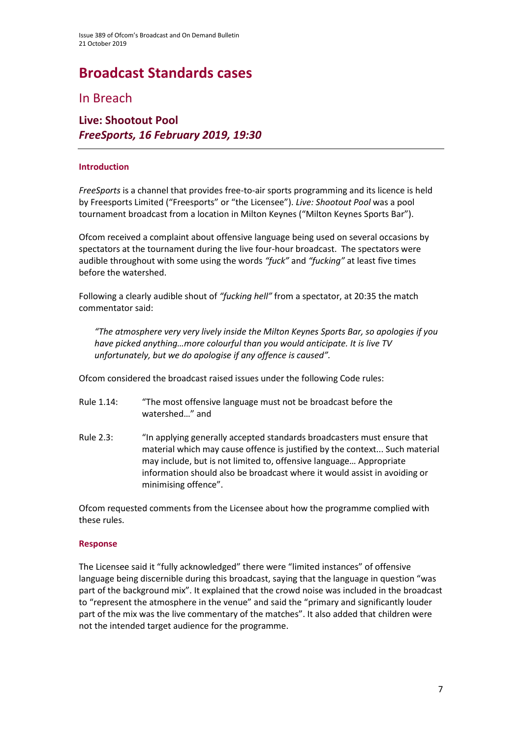# Broadcast Standards cases

## In Breach

### Live: Shootout Pool
### *FreeSports, 16 February 2019, 19:30*

---

#### Introduction

*FreeSports* is a channel that provides free-to-air sports programming and its licence is held by Freesports Limited ("Freesports" or "the Licensee"). *Live: Shootout Pool* was a pool tournament broadcast from a location in Milton Keynes ("Milton Keynes Sports Bar").

Ofcom received a complaint about offensive language being used on several occasions by spectators at the tournament during the live four-hour broadcast. The spectators were audible throughout with some using the words *"fuck"* and *"fucking"* at least five times before the watershed.

Following a clearly audible shout of *"fucking hell"* from a spectator, at 20:35 the match commentator said:

> *"The atmosphere very very lively inside the Milton Keynes Sports Bar, so apologies if you have picked anything…more colourful than you would anticipate. It is live TV unfortunately, but we do apologise if any offence is caused".*

Ofcom considered the broadcast raised issues under the following Code rules:

Rule 1.14: "The most offensive language must not be broadcast before the watershed…" and

Rule 2.3: "In applying generally accepted standards broadcasters must ensure that material which may cause offence is justified by the context... Such material may include, but is not limited to, offensive language… Appropriate information should also be broadcast where it would assist in avoiding or minimising offence".

Ofcom requested comments from the Licensee about how the programme complied with these rules.

#### Response

The Licensee said it "fully acknowledged" there were "limited instances" of offensive language being discernible during this broadcast, saying that the language in question "was part of the background mix". It explained that the crowd noise was included in the broadcast to "represent the atmosphere in the venue" and said the "primary and significantly louder part of the mix was the live commentary of the matches". It also added that children were not the intended target audience for the programme.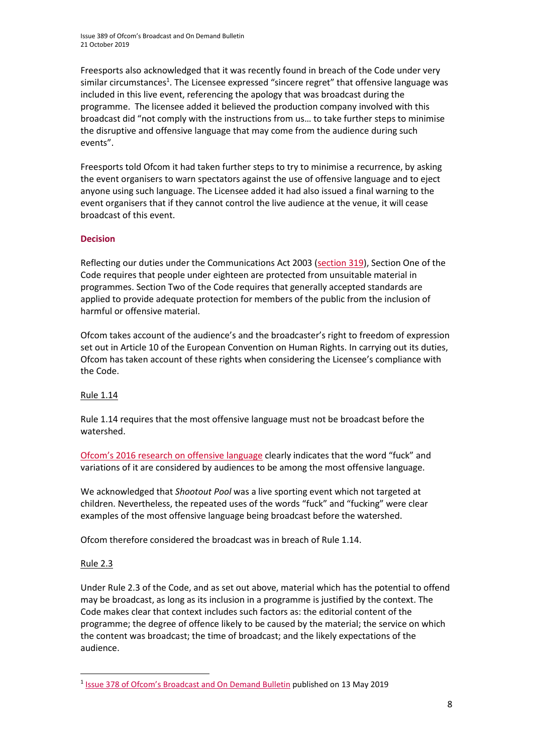Freesports also acknowledged that it was recently found in breach of the Code under very similar circumstances[1]. The Licensee expressed "sincere regret" that offensive language was included in this live event, referencing the apology that was broadcast during the programme. The licensee added it believed the production company involved with this broadcast did "not comply with the instructions from us… to take further steps to minimise the disruptive and offensive language that may come from the audience during such events".

Freesports told Ofcom it had taken further steps to try to minimise a recurrence, by asking the event organisers to warn spectators against the use of offensive language and to eject anyone using such language. The Licensee added it had also issued a final warning to the event organisers that if they cannot control the live audience at the venue, it will cease broadcast of this event.

## Decision

Reflecting our duties under the Communications Act 2003 (section 319), Section One of the Code requires that people under eighteen are protected from unsuitable material in programmes. Section Two of the Code requires that generally accepted standards are applied to provide adequate protection for members of the public from the inclusion of harmful or offensive material.

Ofcom takes account of the audience's and the broadcaster's right to freedom of expression set out in Article 10 of the European Convention on Human Rights. In carrying out its duties, Ofcom has taken account of these rights when considering the Licensee's compliance with the Code.

### Rule 1.14

Rule 1.14 requires that the most offensive language must not be broadcast before the watershed.

Ofcom's 2016 research on offensive language clearly indicates that the word "fuck" and variations of it are considered by audiences to be among the most offensive language.

We acknowledged that *Shootout Pool* was a live sporting event which not targeted at children. Nevertheless, the repeated uses of the words "fuck" and "fucking" were clear examples of the most offensive language being broadcast before the watershed.

Ofcom therefore considered the broadcast was in breach of Rule 1.14.

### Rule 2.3

Under Rule 2.3 of the Code, and as set out above, material which has the potential to offend may be broadcast, as long as its inclusion in a programme is justified by the context. The Code makes clear that context includes such factors as: the editorial content of the programme; the degree of offence likely to be caused by the material; the service on which the content was broadcast; the time of broadcast; and the likely expectations of the audience.

---

[1] Issue 378 of Ofcom's Broadcast and On Demand Bulletin published on 13 May 2019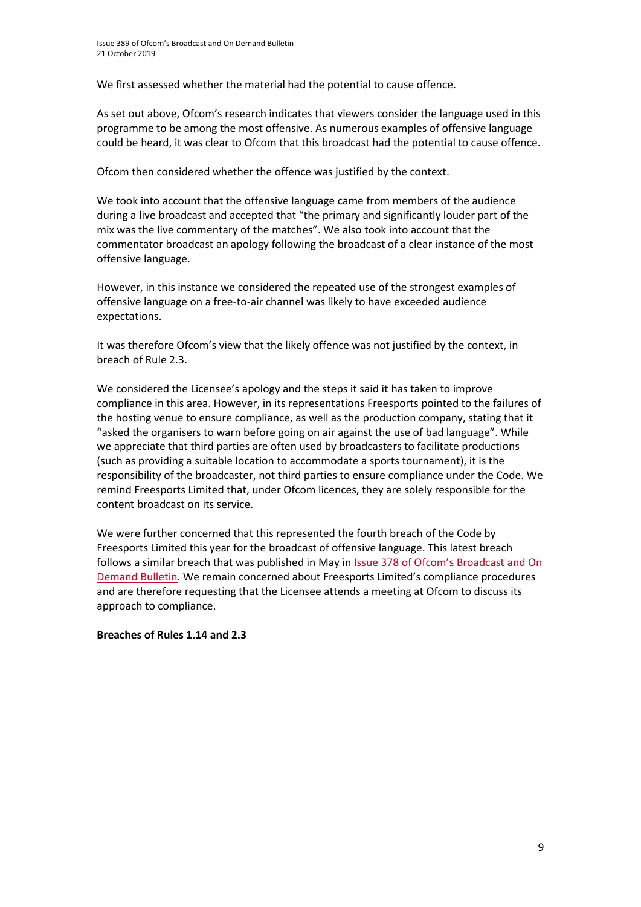We first assessed whether the material had the potential to cause offence.

As set out above, Ofcom's research indicates that viewers consider the language used in this programme to be among the most offensive. As numerous examples of offensive language could be heard, it was clear to Ofcom that this broadcast had the potential to cause offence.

Ofcom then considered whether the offence was justified by the context.

We took into account that the offensive language came from members of the audience during a live broadcast and accepted that "the primary and significantly louder part of the mix was the live commentary of the matches". We also took into account that the commentator broadcast an apology following the broadcast of a clear instance of the most offensive language.

However, in this instance we considered the repeated use of the strongest examples of offensive language on a free-to-air channel was likely to have exceeded audience expectations.

It was therefore Ofcom's view that the likely offence was not justified by the context, in breach of Rule 2.3.

We considered the Licensee's apology and the steps it said it has taken to improve compliance in this area. However, in its representations Freesports pointed to the failures of the hosting venue to ensure compliance, as well as the production company, stating that it "asked the organisers to warn before going on air against the use of bad language". While we appreciate that third parties are often used by broadcasters to facilitate productions (such as providing a suitable location to accommodate a sports tournament), it is the responsibility of the broadcaster, not third parties to ensure compliance under the Code. We remind Freesports Limited that, under Ofcom licences, they are solely responsible for the content broadcast on its service.

We were further concerned that this represented the fourth breach of the Code by Freesports Limited this year for the broadcast of offensive language. This latest breach follows a similar breach that was published in May in Issue 378 of Ofcom's Broadcast and On Demand Bulletin. We remain concerned about Freesports Limited's compliance procedures and are therefore requesting that the Licensee attends a meeting at Ofcom to discuss its approach to compliance.

**Breaches of Rules 1.14 and 2.3**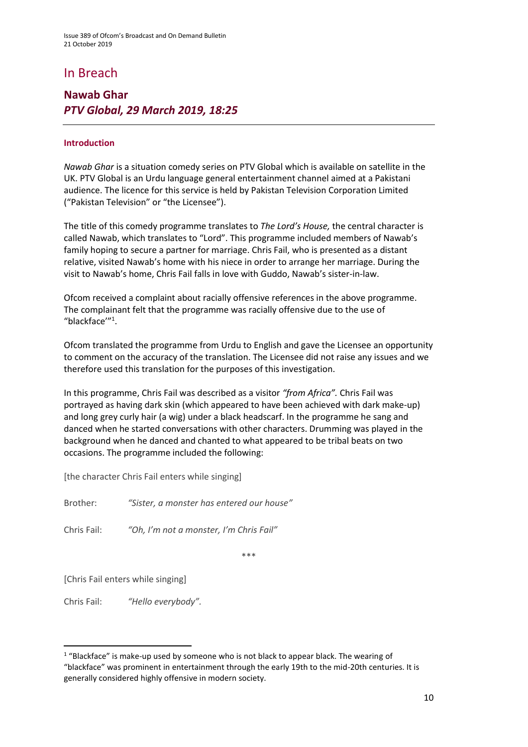# In Breach

## Nawab Ghar
### *PTV Global, 29 March 2019, 18:25*

#### Introduction

*Nawab Ghar* is a situation comedy series on PTV Global which is available on satellite in the UK. PTV Global is an Urdu language general entertainment channel aimed at a Pakistani audience. The licence for this service is held by Pakistan Television Corporation Limited ("Pakistan Television" or "the Licensee").

The title of this comedy programme translates to *The Lord's House,* the central character is called Nawab, which translates to "Lord". This programme included members of Nawab's family hoping to secure a partner for marriage. Chris Fail, who is presented as a distant relative, visited Nawab's home with his niece in order to arrange her marriage. During the visit to Nawab's home, Chris Fail falls in love with Guddo, Nawab's sister-in-law.

Ofcom received a complaint about racially offensive references in the above programme. The complainant felt that the programme was racially offensive due to the use of "blackface'"[1].

Ofcom translated the programme from Urdu to English and gave the Licensee an opportunity to comment on the accuracy of the translation. The Licensee did not raise any issues and we therefore used this translation for the purposes of this investigation.

In this programme, Chris Fail was described as a visitor *"from Africa".* Chris Fail was portrayed as having dark skin (which appeared to have been achieved with dark make-up) and long grey curly hair (a wig) under a black headscarf. In the programme he sang and danced when he started conversations with other characters. Drumming was played in the background when he danced and chanted to what appeared to be tribal beats on two occasions. The programme included the following:

[the character Chris Fail enters while singing]

Brother: *"Sister, a monster has entered our house"*

Chris Fail: *"Oh, I'm not a monster, I'm Chris Fail"*

\*\*\*

[Chris Fail enters while singing]

Chris Fail: *"Hello everybody".*

---

[1] "Blackface" is make-up used by someone who is not black to appear black. The wearing of "blackface" was prominent in entertainment through the early 19th to the mid-20th centuries. It is generally considered highly offensive in modern society.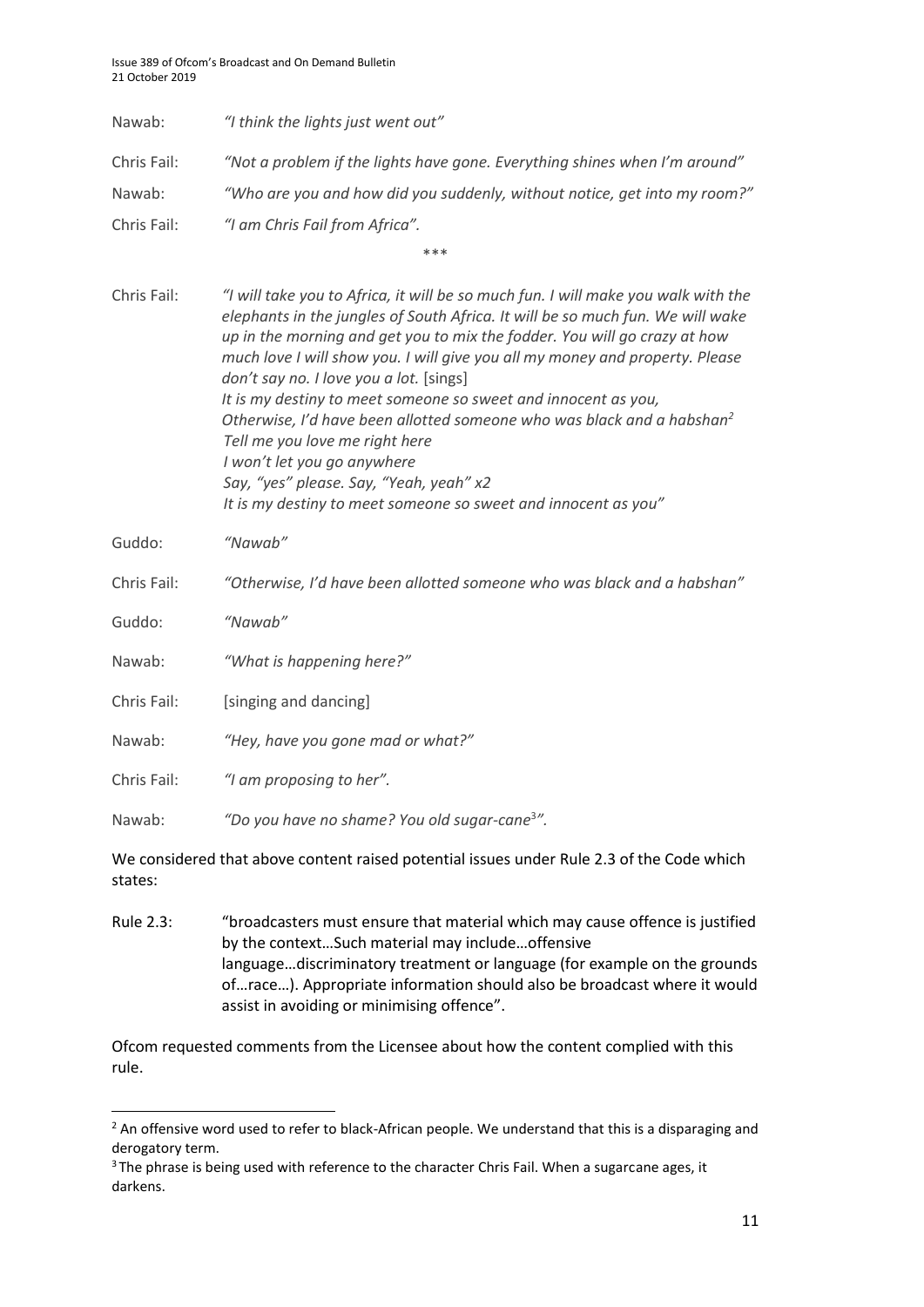Nawab: *"I think the lights just went out"*

Chris Fail: *"Not a problem if the lights have gone. Everything shines when I'm around"*

Nawab: *"Who are you and how did you suddenly, without notice, get into my room?"*

Chris Fail: *"I am Chris Fail from Africa".*

\*\*\*

Chris Fail: *"I will take you to Africa, it will be so much fun. I will make you walk with the elephants in the jungles of South Africa. It will be so much fun. We will wake up in the morning and get you to mix the fodder. You will go crazy at how much love I will show you. I will give you all my money and property. Please don't say no. I love you a lot.* [sings]
*It is my destiny to meet someone so sweet and innocent as you,*
*Otherwise, I'd have been allotted someone who was black and a habshan*[2]
*Tell me you love me right here*
*I won't let you go anywhere*
*Say, "yes" please. Say, "Yeah, yeah" x2*
*It is my destiny to meet someone so sweet and innocent as you"*

Guddo: *"Nawab"*

Chris Fail: *"Otherwise, I'd have been allotted someone who was black and a habshan"*

Guddo: *"Nawab"*

Nawab: *"What is happening here?"*

Chris Fail: [singing and dancing]

Nawab: *"Hey, have you gone mad or what?"*

Chris Fail: *"I am proposing to her".*

Nawab: *"Do you have no shame? You old sugar-cane*[3]*".*

We considered that above content raised potential issues under Rule 2.3 of the Code which states:

Rule 2.3: "broadcasters must ensure that material which may cause offence is justified by the context…Such material may include…offensive language…discriminatory treatment or language (for example on the grounds of…race…). Appropriate information should also be broadcast where it would assist in avoiding or minimising offence".

Ofcom requested comments from the Licensee about how the content complied with this rule.

---

[2] An offensive word used to refer to black-African people. We understand that this is a disparaging and derogatory term.

[3] The phrase is being used with reference to the character Chris Fail. When a sugarcane ages, it darkens.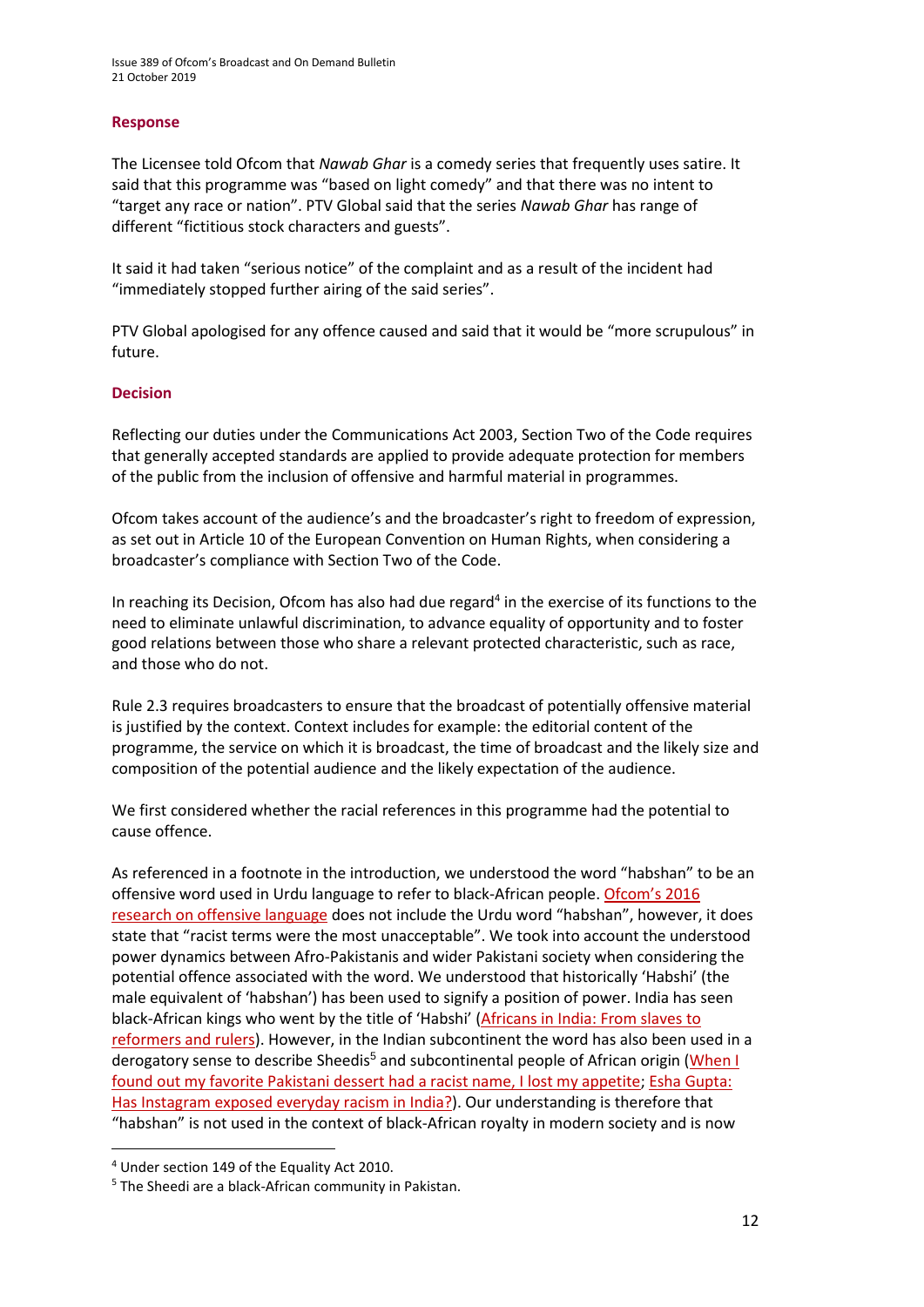### Response

The Licensee told Ofcom that *Nawab Ghar* is a comedy series that frequently uses satire. It said that this programme was "based on light comedy" and that there was no intent to "target any race or nation". PTV Global said that the series *Nawab Ghar* has range of different "fictitious stock characters and guests".

It said it had taken "serious notice" of the complaint and as a result of the incident had "immediately stopped further airing of the said series".

PTV Global apologised for any offence caused and said that it would be "more scrupulous" in future.

### Decision

Reflecting our duties under the Communications Act 2003, Section Two of the Code requires that generally accepted standards are applied to provide adequate protection for members of the public from the inclusion of offensive and harmful material in programmes.

Ofcom takes account of the audience's and the broadcaster's right to freedom of expression, as set out in Article 10 of the European Convention on Human Rights, when considering a broadcaster's compliance with Section Two of the Code.

In reaching its Decision, Ofcom has also had due regard[4] in the exercise of its functions to the need to eliminate unlawful discrimination, to advance equality of opportunity and to foster good relations between those who share a relevant protected characteristic, such as race, and those who do not.

Rule 2.3 requires broadcasters to ensure that the broadcast of potentially offensive material is justified by the context. Context includes for example: the editorial content of the programme, the service on which it is broadcast, the time of broadcast and the likely size and composition of the potential audience and the likely expectation of the audience.

We first considered whether the racial references in this programme had the potential to cause offence.

As referenced in a footnote in the introduction, we understood the word "habshan" to be an offensive word used in Urdu language to refer to black-African people. Ofcom's 2016 research on offensive language does not include the Urdu word "habshan", however, it does state that "racist terms were the most unacceptable". We took into account the understood power dynamics between Afro-Pakistanis and wider Pakistani society when considering the potential offence associated with the word. We understood that historically 'Habshi' (the male equivalent of 'habshan') has been used to signify a position of power. India has seen black-African kings who went by the title of 'Habshi' (Africans in India: From slaves to reformers and rulers). However, in the Indian subcontinent the word has also been used in a derogatory sense to describe Sheedis[5] and subcontinental people of African origin (When I found out my favorite Pakistani dessert had a racist name, I lost my appetite; Esha Gupta: Has Instagram exposed everyday racism in India?). Our understanding is therefore that "habshan" is not used in the context of black-African royalty in modern society and is now

[4] Under section 149 of the Equality Act 2010.

[5] The Sheedi are a black-African community in Pakistan.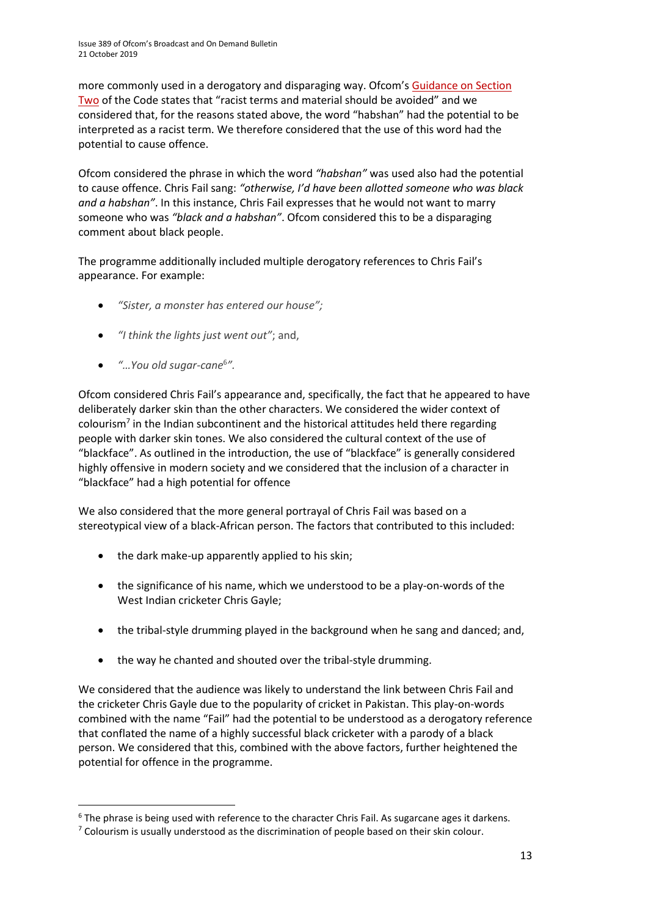more commonly used in a derogatory and disparaging way. Ofcom's Guidance on Section Two of the Code states that "racist terms and material should be avoided" and we considered that, for the reasons stated above, the word "habshan" had the potential to be interpreted as a racist term. We therefore considered that the use of this word had the potential to cause offence.

Ofcom considered the phrase in which the word *"habshan"* was used also had the potential to cause offence. Chris Fail sang: *"otherwise, I'd have been allotted someone who was black and a habshan"*. In this instance, Chris Fail expresses that he would not want to marry someone who was *"black and a habshan"*. Ofcom considered this to be a disparaging comment about black people.

The programme additionally included multiple derogatory references to Chris Fail's appearance. For example:

- *"Sister, a monster has entered our house"*;
- *"I think the lights just went out"*; and,
- *"…You old sugar-cane[6]"*.

Ofcom considered Chris Fail's appearance and, specifically, the fact that he appeared to have deliberately darker skin than the other characters. We considered the wider context of colourism[7] in the Indian subcontinent and the historical attitudes held there regarding people with darker skin tones. We also considered the cultural context of the use of "blackface". As outlined in the introduction, the use of "blackface" is generally considered highly offensive in modern society and we considered that the inclusion of a character in "blackface" had a high potential for offence

We also considered that the more general portrayal of Chris Fail was based on a stereotypical view of a black-African person. The factors that contributed to this included:

- the dark make-up apparently applied to his skin;
- the significance of his name, which we understood to be a play-on-words of the West Indian cricketer Chris Gayle;
- the tribal-style drumming played in the background when he sang and danced; and,
- the way he chanted and shouted over the tribal-style drumming.

We considered that the audience was likely to understand the link between Chris Fail and the cricketer Chris Gayle due to the popularity of cricket in Pakistan. This play-on-words combined with the name "Fail" had the potential to be understood as a derogatory reference that conflated the name of a highly successful black cricketer with a parody of a black person. We considered that this, combined with the above factors, further heightened the potential for offence in the programme.

[6] The phrase is being used with reference to the character Chris Fail. As sugarcane ages it darkens.

[7] Colourism is usually understood as the discrimination of people based on their skin colour.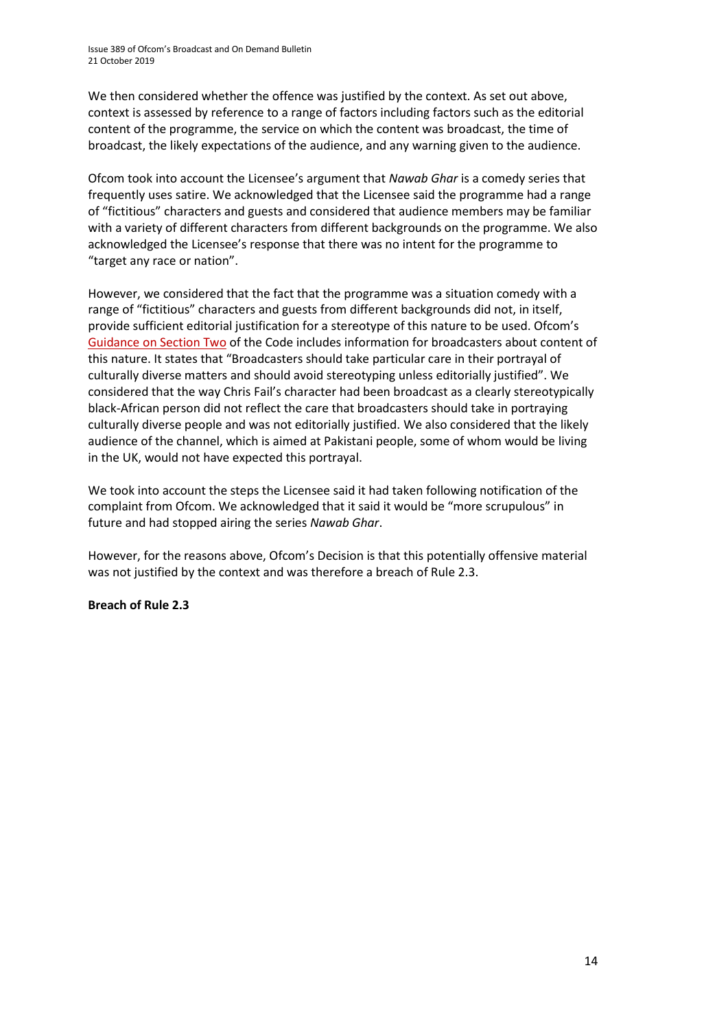We then considered whether the offence was justified by the context. As set out above, context is assessed by reference to a range of factors including factors such as the editorial content of the programme, the service on which the content was broadcast, the time of broadcast, the likely expectations of the audience, and any warning given to the audience.

Ofcom took into account the Licensee's argument that *Nawab Ghar* is a comedy series that frequently uses satire. We acknowledged that the Licensee said the programme had a range of "fictitious" characters and guests and considered that audience members may be familiar with a variety of different characters from different backgrounds on the programme. We also acknowledged the Licensee's response that there was no intent for the programme to "target any race or nation".

However, we considered that the fact that the programme was a situation comedy with a range of "fictitious" characters and guests from different backgrounds did not, in itself, provide sufficient editorial justification for a stereotype of this nature to be used. Ofcom's Guidance on Section Two of the Code includes information for broadcasters about content of this nature. It states that "Broadcasters should take particular care in their portrayal of culturally diverse matters and should avoid stereotyping unless editorially justified". We considered that the way Chris Fail's character had been broadcast as a clearly stereotypically black-African person did not reflect the care that broadcasters should take in portraying culturally diverse people and was not editorially justified. We also considered that the likely audience of the channel, which is aimed at Pakistani people, some of whom would be living in the UK, would not have expected this portrayal.

We took into account the steps the Licensee said it had taken following notification of the complaint from Ofcom. We acknowledged that it said it would be "more scrupulous" in future and had stopped airing the series *Nawab Ghar*.

However, for the reasons above, Ofcom's Decision is that this potentially offensive material was not justified by the context and was therefore a breach of Rule 2.3.

**Breach of Rule 2.3**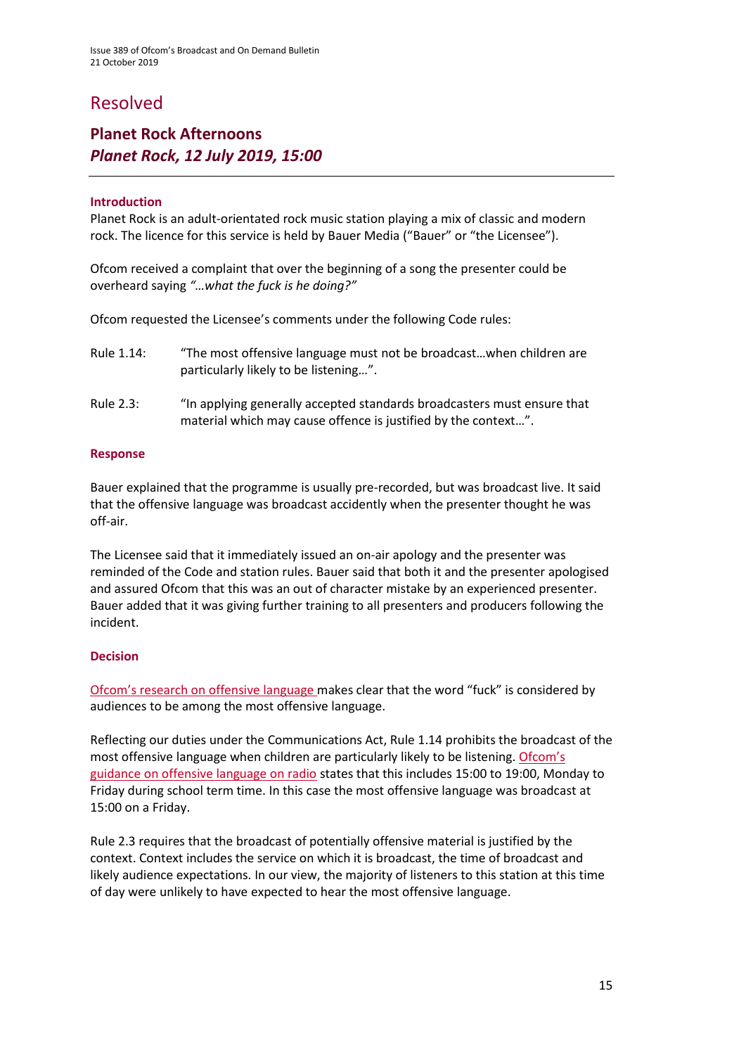# Resolved

## Planet Rock Afternoons
## *Planet Rock, 12 July 2019, 15:00*

### Introduction

Planet Rock is an adult-orientated rock music station playing a mix of classic and modern rock. The licence for this service is held by Bauer Media ("Bauer" or "the Licensee").

Ofcom received a complaint that over the beginning of a song the presenter could be overheard saying *"…what the fuck is he doing?"*

Ofcom requested the Licensee's comments under the following Code rules:

Rule 1.14: "The most offensive language must not be broadcast…when children are particularly likely to be listening…".

Rule 2.3: "In applying generally accepted standards broadcasters must ensure that material which may cause offence is justified by the context…".

### Response

Bauer explained that the programme is usually pre-recorded, but was broadcast live. It said that the offensive language was broadcast accidently when the presenter thought he was off-air.

The Licensee said that it immediately issued an on-air apology and the presenter was reminded of the Code and station rules. Bauer said that both it and the presenter apologised and assured Ofcom that this was an out of character mistake by an experienced presenter. Bauer added that it was giving further training to all presenters and producers following the incident.

### Decision

Ofcom's research on offensive language makes clear that the word "fuck" is considered by audiences to be among the most offensive language.

Reflecting our duties under the Communications Act, Rule 1.14 prohibits the broadcast of the most offensive language when children are particularly likely to be listening. Ofcom's guidance on offensive language on radio states that this includes 15:00 to 19:00, Monday to Friday during school term time. In this case the most offensive language was broadcast at 15:00 on a Friday.

Rule 2.3 requires that the broadcast of potentially offensive material is justified by the context. Context includes the service on which it is broadcast, the time of broadcast and likely audience expectations. In our view, the majority of listeners to this station at this time of day were unlikely to have expected to hear the most offensive language.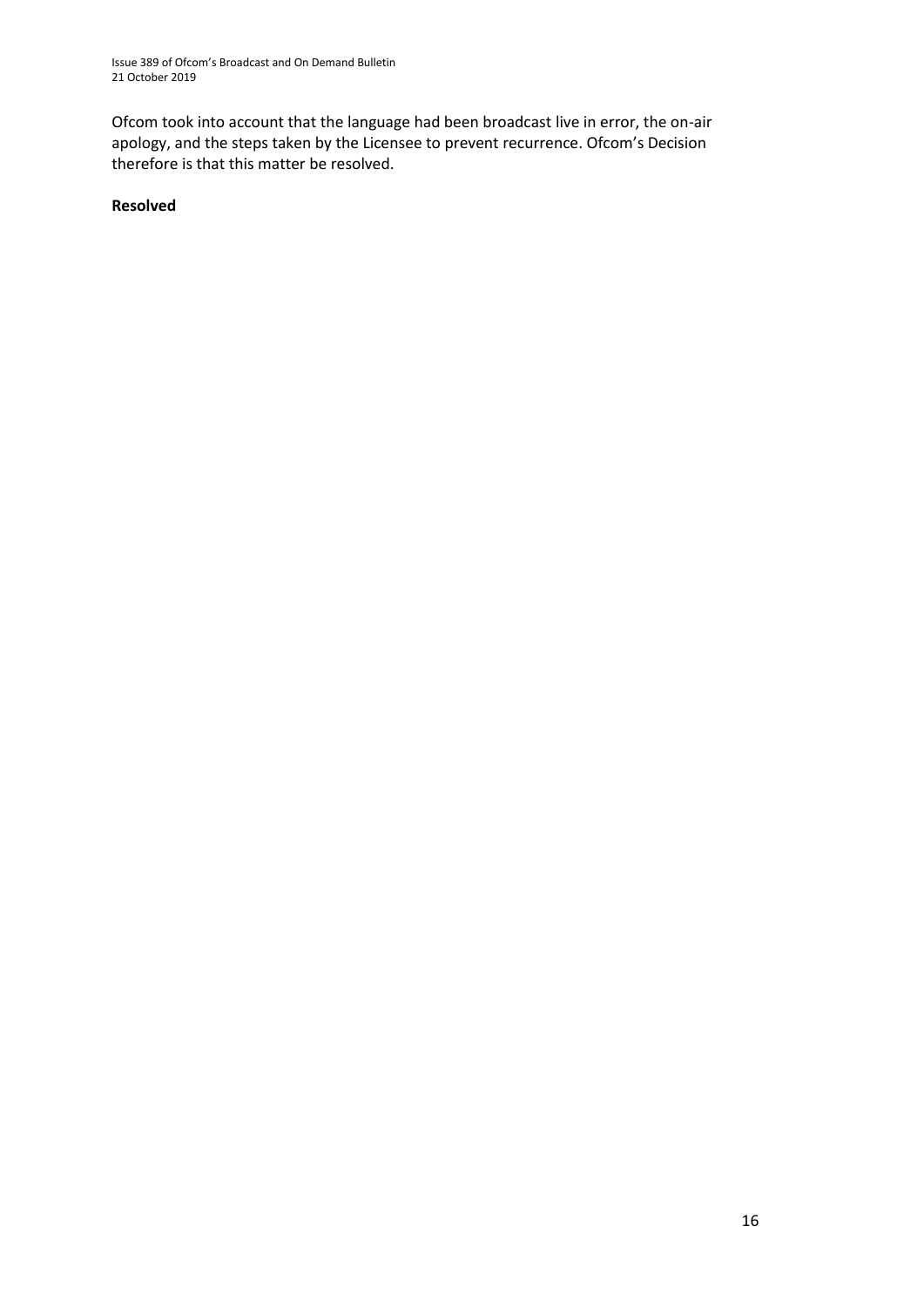Ofcom took into account that the language had been broadcast live in error, the on-air apology, and the steps taken by the Licensee to prevent recurrence. Ofcom's Decision therefore is that this matter be resolved.

**Resolved**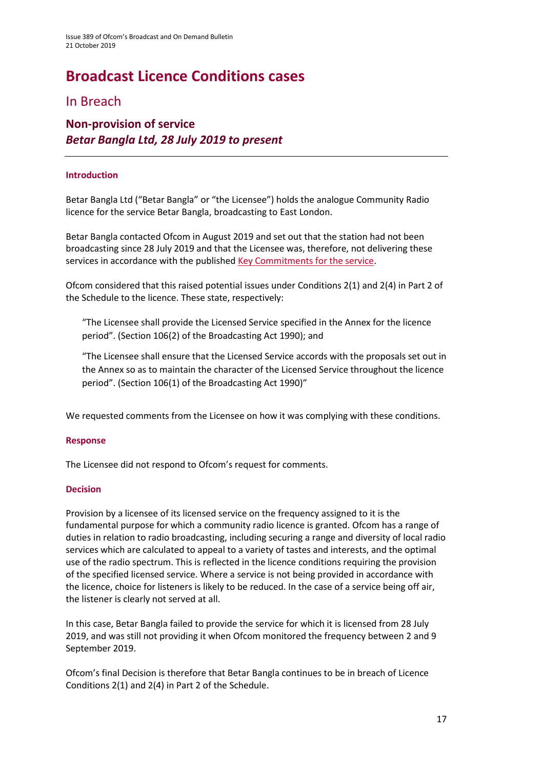# Broadcast Licence Conditions cases

## In Breach

### Non-provision of service
### *Betar Bangla Ltd, 28 July 2019 to present*

---

#### Introduction

Betar Bangla Ltd ("Betar Bangla" or "the Licensee") holds the analogue Community Radio licence for the service Betar Bangla, broadcasting to East London.

Betar Bangla contacted Ofcom in August 2019 and set out that the station had not been broadcasting since 28 July 2019 and that the Licensee was, therefore, not delivering these services in accordance with the published Key Commitments for the service.

Ofcom considered that this raised potential issues under Conditions 2(1) and 2(4) in Part 2 of the Schedule to the licence. These state, respectively:

> "The Licensee shall provide the Licensed Service specified in the Annex for the licence period". (Section 106(2) of the Broadcasting Act 1990); and
>
> "The Licensee shall ensure that the Licensed Service accords with the proposals set out in the Annex so as to maintain the character of the Licensed Service throughout the licence period". (Section 106(1) of the Broadcasting Act 1990)"

We requested comments from the Licensee on how it was complying with these conditions.

#### Response

The Licensee did not respond to Ofcom's request for comments.

#### Decision

Provision by a licensee of its licensed service on the frequency assigned to it is the fundamental purpose for which a community radio licence is granted. Ofcom has a range of duties in relation to radio broadcasting, including securing a range and diversity of local radio services which are calculated to appeal to a variety of tastes and interests, and the optimal use of the radio spectrum. This is reflected in the licence conditions requiring the provision of the specified licensed service. Where a service is not being provided in accordance with the licence, choice for listeners is likely to be reduced. In the case of a service being off air, the listener is clearly not served at all.

In this case, Betar Bangla failed to provide the service for which it is licensed from 28 July 2019, and was still not providing it when Ofcom monitored the frequency between 2 and 9 September 2019.

Ofcom's final Decision is therefore that Betar Bangla continues to be in breach of Licence Conditions 2(1) and 2(4) in Part 2 of the Schedule.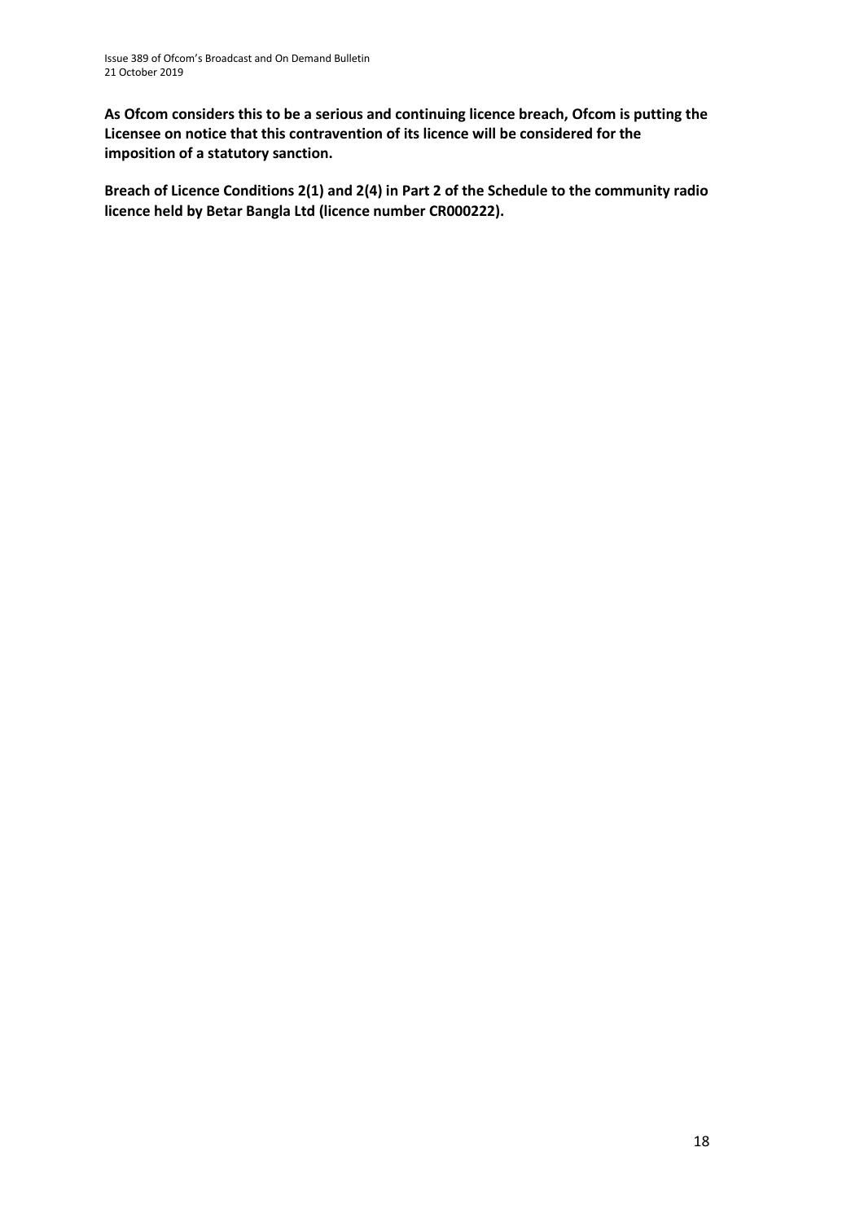**As Ofcom considers this to be a serious and continuing licence breach, Ofcom is putting the Licensee on notice that this contravention of its licence will be considered for the imposition of a statutory sanction.**

**Breach of Licence Conditions 2(1) and 2(4) in Part 2 of the Schedule to the community radio licence held by Betar Bangla Ltd (licence number CR000222).**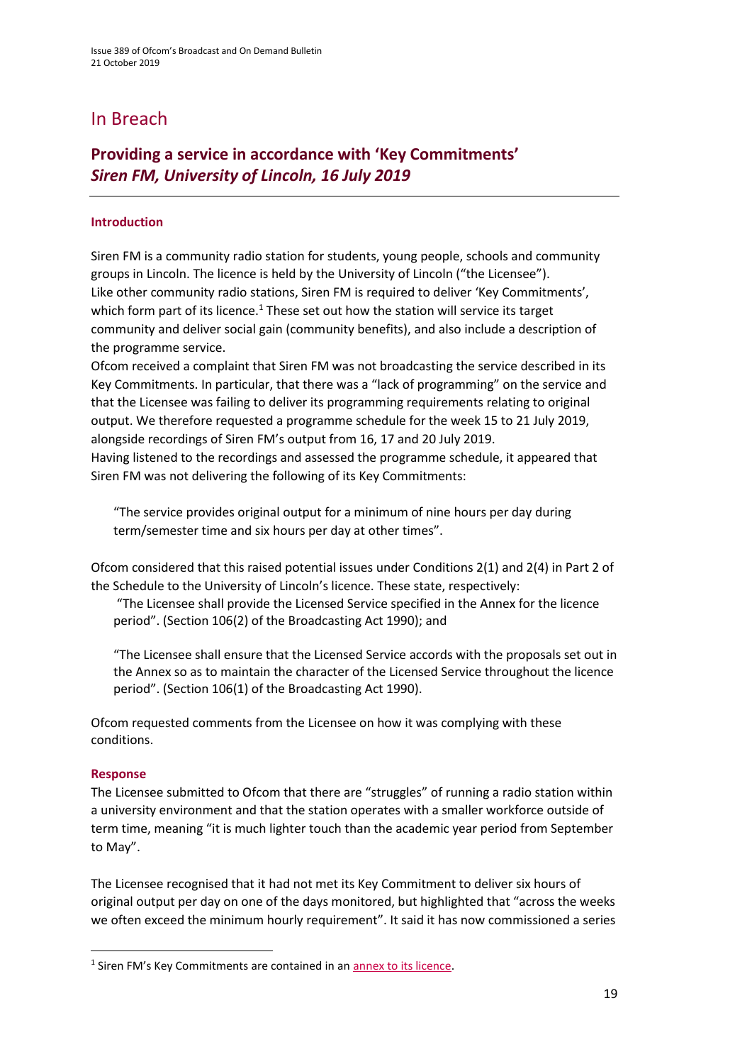# In Breach

## Providing a service in accordance with 'Key Commitments'
## *Siren FM, University of Lincoln, 16 July 2019*

### Introduction

Siren FM is a community radio station for students, young people, schools and community groups in Lincoln. The licence is held by the University of Lincoln ("the Licensee").

Like other community radio stations, Siren FM is required to deliver 'Key Commitments', which form part of its licence.[1] These set out how the station will service its target community and deliver social gain (community benefits), and also include a description of the programme service.

Ofcom received a complaint that Siren FM was not broadcasting the service described in its Key Commitments. In particular, that there was a "lack of programming" on the service and that the Licensee was failing to deliver its programming requirements relating to original output. We therefore requested a programme schedule for the week 15 to 21 July 2019, alongside recordings of Siren FM's output from 16, 17 and 20 July 2019.

Having listened to the recordings and assessed the programme schedule, it appeared that Siren FM was not delivering the following of its Key Commitments:

> "The service provides original output for a minimum of nine hours per day during term/semester time and six hours per day at other times".

Ofcom considered that this raised potential issues under Conditions 2(1) and 2(4) in Part 2 of the Schedule to the University of Lincoln's licence. These state, respectively:

> "The Licensee shall provide the Licensed Service specified in the Annex for the licence period". (Section 106(2) of the Broadcasting Act 1990); and
>
> "The Licensee shall ensure that the Licensed Service accords with the proposals set out in the Annex so as to maintain the character of the Licensed Service throughout the licence period". (Section 106(1) of the Broadcasting Act 1990).

Ofcom requested comments from the Licensee on how it was complying with these conditions.

### Response

The Licensee submitted to Ofcom that there are "struggles" of running a radio station within a university environment and that the station operates with a smaller workforce outside of term time, meaning "it is much lighter touch than the academic year period from September to May".

The Licensee recognised that it had not met its Key Commitment to deliver six hours of original output per day on one of the days monitored, but highlighted that "across the weeks we often exceed the minimum hourly requirement". It said it has now commissioned a series

---

[1] Siren FM's Key Commitments are contained in an annex to its licence.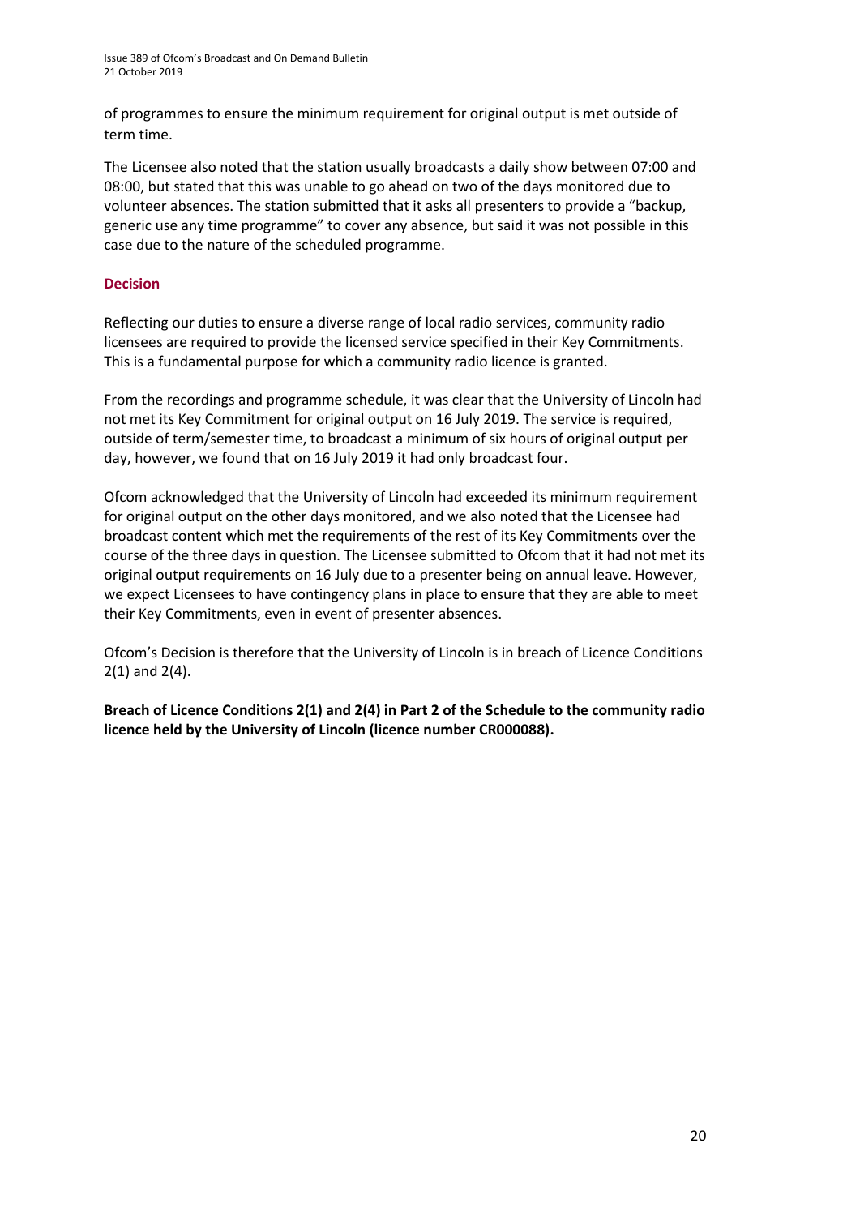of programmes to ensure the minimum requirement for original output is met outside of term time.

The Licensee also noted that the station usually broadcasts a daily show between 07:00 and 08:00, but stated that this was unable to go ahead on two of the days monitored due to volunteer absences. The station submitted that it asks all presenters to provide a "backup, generic use any time programme" to cover any absence, but said it was not possible in this case due to the nature of the scheduled programme.

### Decision

Reflecting our duties to ensure a diverse range of local radio services, community radio licensees are required to provide the licensed service specified in their Key Commitments. This is a fundamental purpose for which a community radio licence is granted.

From the recordings and programme schedule, it was clear that the University of Lincoln had not met its Key Commitment for original output on 16 July 2019. The service is required, outside of term/semester time, to broadcast a minimum of six hours of original output per day, however, we found that on 16 July 2019 it had only broadcast four.

Ofcom acknowledged that the University of Lincoln had exceeded its minimum requirement for original output on the other days monitored, and we also noted that the Licensee had broadcast content which met the requirements of the rest of its Key Commitments over the course of the three days in question. The Licensee submitted to Ofcom that it had not met its original output requirements on 16 July due to a presenter being on annual leave. However, we expect Licensees to have contingency plans in place to ensure that they are able to meet their Key Commitments, even in event of presenter absences.

Ofcom's Decision is therefore that the University of Lincoln is in breach of Licence Conditions 2(1) and 2(4).

**Breach of Licence Conditions 2(1) and 2(4) in Part 2 of the Schedule to the community radio licence held by the University of Lincoln (licence number CR000088).**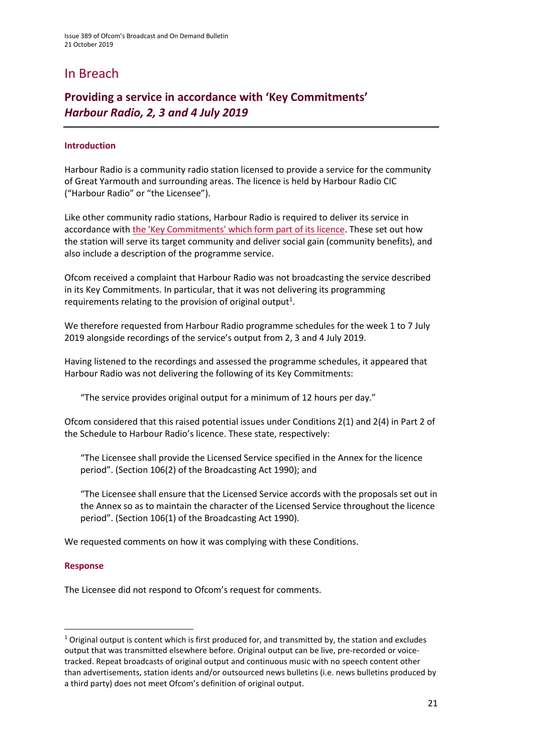# In Breach

## Providing a service in accordance with 'Key Commitments' *Harbour Radio, 2, 3 and 4 July 2019*

### Introduction

Harbour Radio is a community radio station licensed to provide a service for the community of Great Yarmouth and surrounding areas. The licence is held by Harbour Radio CIC ("Harbour Radio" or "the Licensee").

Like other community radio stations, Harbour Radio is required to deliver its service in accordance with the 'Key Commitments' which form part of its licence. These set out how the station will serve its target community and deliver social gain (community benefits), and also include a description of the programme service.

Ofcom received a complaint that Harbour Radio was not broadcasting the service described in its Key Commitments. In particular, that it was not delivering its programming requirements relating to the provision of original output[1].

We therefore requested from Harbour Radio programme schedules for the week 1 to 7 July 2019 alongside recordings of the service's output from 2, 3 and 4 July 2019.

Having listened to the recordings and assessed the programme schedules, it appeared that Harbour Radio was not delivering the following of its Key Commitments:

> "The service provides original output for a minimum of 12 hours per day."

Ofcom considered that this raised potential issues under Conditions 2(1) and 2(4) in Part 2 of the Schedule to Harbour Radio's licence. These state, respectively:

> "The Licensee shall provide the Licensed Service specified in the Annex for the licence period". (Section 106(2) of the Broadcasting Act 1990); and

> "The Licensee shall ensure that the Licensed Service accords with the proposals set out in the Annex so as to maintain the character of the Licensed Service throughout the licence period". (Section 106(1) of the Broadcasting Act 1990).

We requested comments on how it was complying with these Conditions.

### Response

The Licensee did not respond to Ofcom's request for comments.

---

[1] Original output is content which is first produced for, and transmitted by, the station and excludes output that was transmitted elsewhere before. Original output can be live, pre-recorded or voice-tracked. Repeat broadcasts of original output and continuous music with no speech content other than advertisements, station idents and/or outsourced news bulletins (i.e. news bulletins produced by a third party) does not meet Ofcom's definition of original output.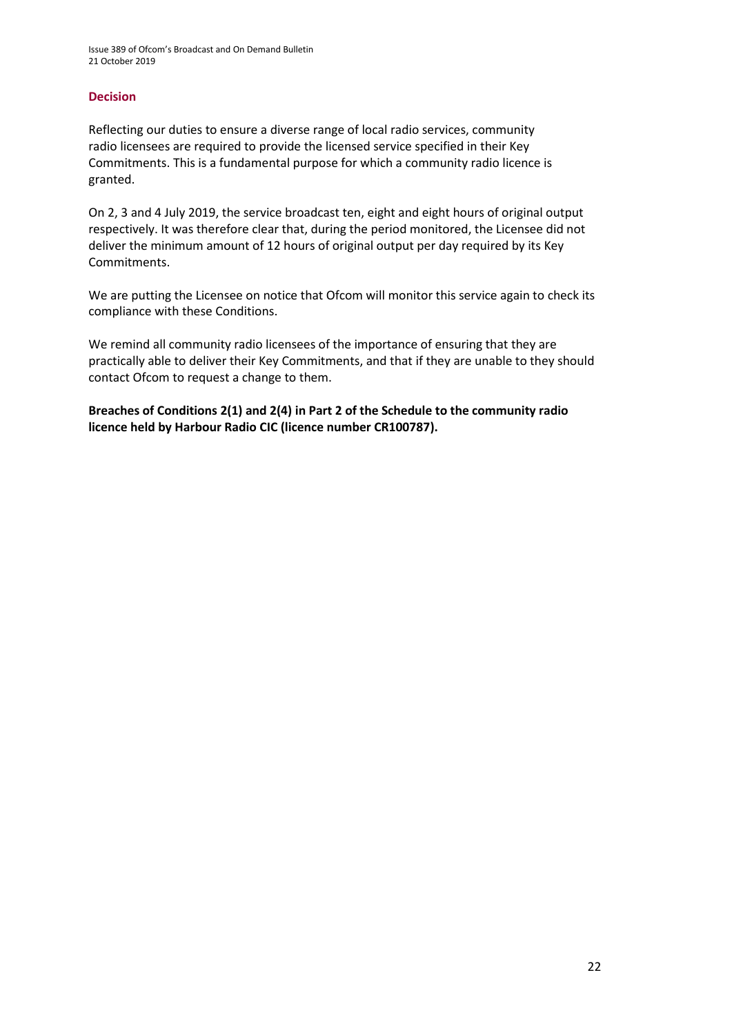### Decision

Reflecting our duties to ensure a diverse range of local radio services, community radio licensees are required to provide the licensed service specified in their Key Commitments. This is a fundamental purpose for which a community radio licence is granted.

On 2, 3 and 4 July 2019, the service broadcast ten, eight and eight hours of original output respectively. It was therefore clear that, during the period monitored, the Licensee did not deliver the minimum amount of 12 hours of original output per day required by its Key Commitments.

We are putting the Licensee on notice that Ofcom will monitor this service again to check its compliance with these Conditions.

We remind all community radio licensees of the importance of ensuring that they are practically able to deliver their Key Commitments, and that if they are unable to they should contact Ofcom to request a change to them.

**Breaches of Conditions 2(1) and 2(4) in Part 2 of the Schedule to the community radio licence held by Harbour Radio CIC (licence number CR100787).**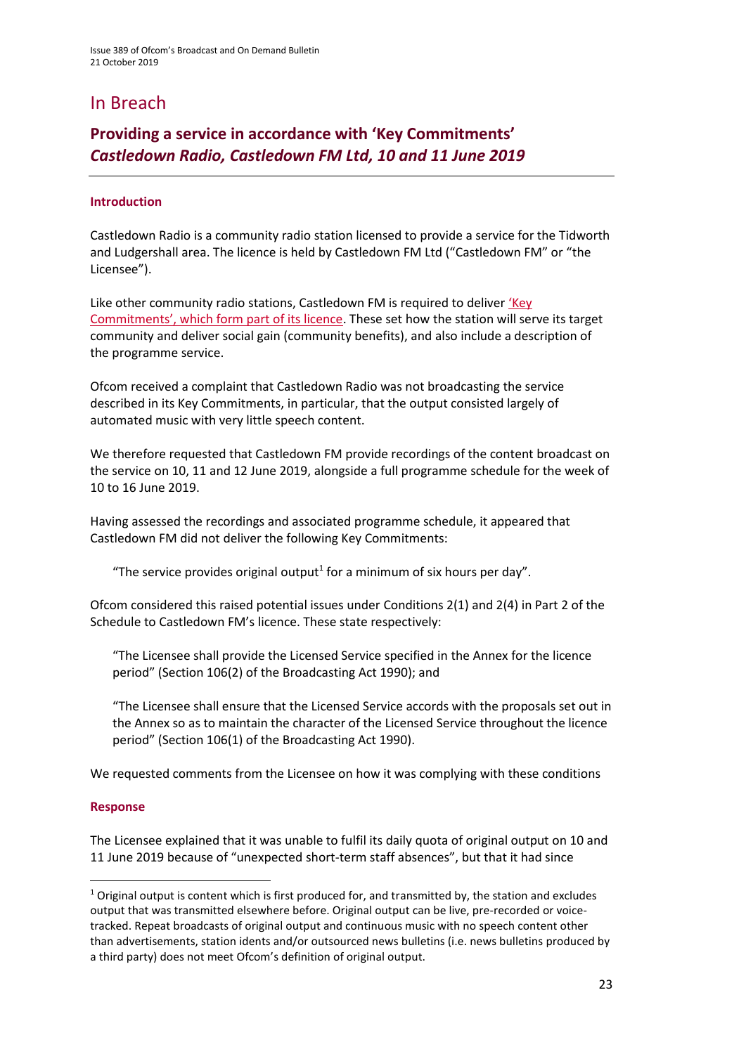# In Breach

## Providing a service in accordance with 'Key Commitments'
## *Castledown Radio, Castledown FM Ltd, 10 and 11 June 2019*

### Introduction

Castledown Radio is a community radio station licensed to provide a service for the Tidworth and Ludgershall area. The licence is held by Castledown FM Ltd ("Castledown FM" or "the Licensee").

Like other community radio stations, Castledown FM is required to deliver 'Key Commitments', which form part of its licence. These set how the station will serve its target community and deliver social gain (community benefits), and also include a description of the programme service.

Ofcom received a complaint that Castledown Radio was not broadcasting the service described in its Key Commitments, in particular, that the output consisted largely of automated music with very little speech content.

We therefore requested that Castledown FM provide recordings of the content broadcast on the service on 10, 11 and 12 June 2019, alongside a full programme schedule for the week of 10 to 16 June 2019.

Having assessed the recordings and associated programme schedule, it appeared that Castledown FM did not deliver the following Key Commitments:

> "The service provides original output[1] for a minimum of six hours per day".

Ofcom considered this raised potential issues under Conditions 2(1) and 2(4) in Part 2 of the Schedule to Castledown FM's licence. These state respectively:

> "The Licensee shall provide the Licensed Service specified in the Annex for the licence period" (Section 106(2) of the Broadcasting Act 1990); and

> "The Licensee shall ensure that the Licensed Service accords with the proposals set out in the Annex so as to maintain the character of the Licensed Service throughout the licence period" (Section 106(1) of the Broadcasting Act 1990).

We requested comments from the Licensee on how it was complying with these conditions

### Response

The Licensee explained that it was unable to fulfil its daily quota of original output on 10 and 11 June 2019 because of "unexpected short-term staff absences", but that it had since

---

[1] Original output is content which is first produced for, and transmitted by, the station and excludes output that was transmitted elsewhere before. Original output can be live, pre-recorded or voice-tracked. Repeat broadcasts of original output and continuous music with no speech content other than advertisements, station idents and/or outsourced news bulletins (i.e. news bulletins produced by a third party) does not meet Ofcom's definition of original output.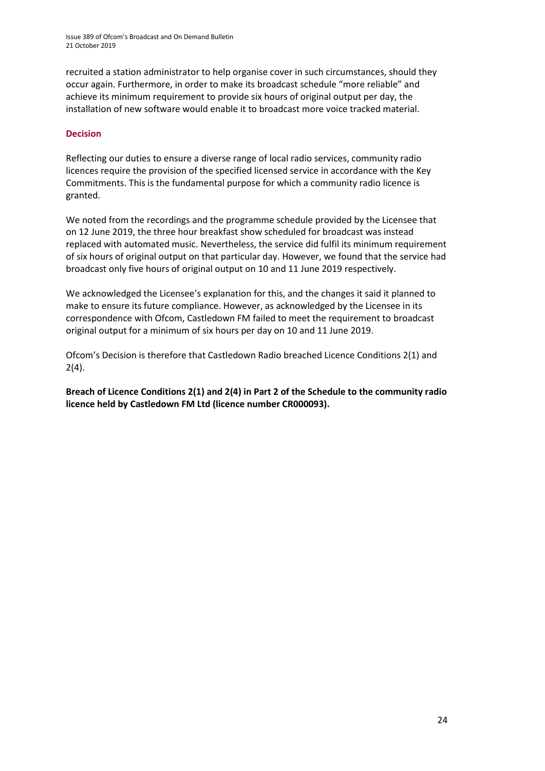recruited a station administrator to help organise cover in such circumstances, should they occur again. Furthermore, in order to make its broadcast schedule "more reliable" and achieve its minimum requirement to provide six hours of original output per day, the installation of new software would enable it to broadcast more voice tracked material.

### Decision

Reflecting our duties to ensure a diverse range of local radio services, community radio licences require the provision of the specified licensed service in accordance with the Key Commitments. This is the fundamental purpose for which a community radio licence is granted.

We noted from the recordings and the programme schedule provided by the Licensee that on 12 June 2019, the three hour breakfast show scheduled for broadcast was instead replaced with automated music. Nevertheless, the service did fulfil its minimum requirement of six hours of original output on that particular day. However, we found that the service had broadcast only five hours of original output on 10 and 11 June 2019 respectively.

We acknowledged the Licensee's explanation for this, and the changes it said it planned to make to ensure its future compliance. However, as acknowledged by the Licensee in its correspondence with Ofcom, Castledown FM failed to meet the requirement to broadcast original output for a minimum of six hours per day on 10 and 11 June 2019.

Ofcom's Decision is therefore that Castledown Radio breached Licence Conditions 2(1) and 2(4).

**Breach of Licence Conditions 2(1) and 2(4) in Part 2 of the Schedule to the community radio licence held by Castledown FM Ltd (licence number CR000093).**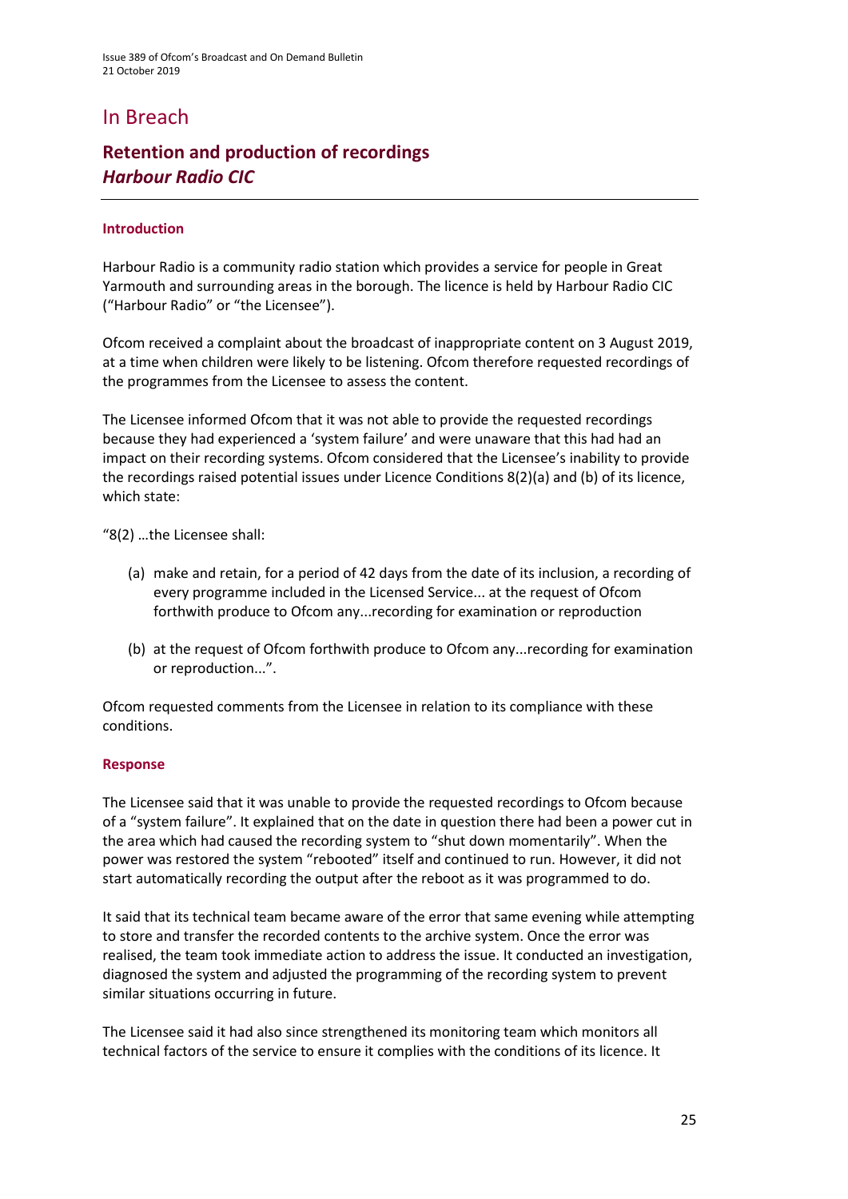# In Breach

## Retention and production of recordings
### *Harbour Radio CIC*

#### Introduction

Harbour Radio is a community radio station which provides a service for people in Great Yarmouth and surrounding areas in the borough. The licence is held by Harbour Radio CIC ("Harbour Radio" or "the Licensee").

Ofcom received a complaint about the broadcast of inappropriate content on 3 August 2019, at a time when children were likely to be listening. Ofcom therefore requested recordings of the programmes from the Licensee to assess the content.

The Licensee informed Ofcom that it was not able to provide the requested recordings because they had experienced a 'system failure' and were unaware that this had had an impact on their recording systems. Ofcom considered that the Licensee's inability to provide the recordings raised potential issues under Licence Conditions 8(2)(a) and (b) of its licence, which state:

"8(2) …the Licensee shall:

(a) make and retain, for a period of 42 days from the date of its inclusion, a recording of every programme included in the Licensed Service... at the request of Ofcom forthwith produce to Ofcom any...recording for examination or reproduction

(b) at the request of Ofcom forthwith produce to Ofcom any...recording for examination or reproduction...".

Ofcom requested comments from the Licensee in relation to its compliance with these conditions.

#### Response

The Licensee said that it was unable to provide the requested recordings to Ofcom because of a "system failure". It explained that on the date in question there had been a power cut in the area which had caused the recording system to "shut down momentarily". When the power was restored the system "rebooted" itself and continued to run. However, it did not start automatically recording the output after the reboot as it was programmed to do.

It said that its technical team became aware of the error that same evening while attempting to store and transfer the recorded contents to the archive system. Once the error was realised, the team took immediate action to address the issue. It conducted an investigation, diagnosed the system and adjusted the programming of the recording system to prevent similar situations occurring in future.

The Licensee said it had also since strengthened its monitoring team which monitors all technical factors of the service to ensure it complies with the conditions of its licence. It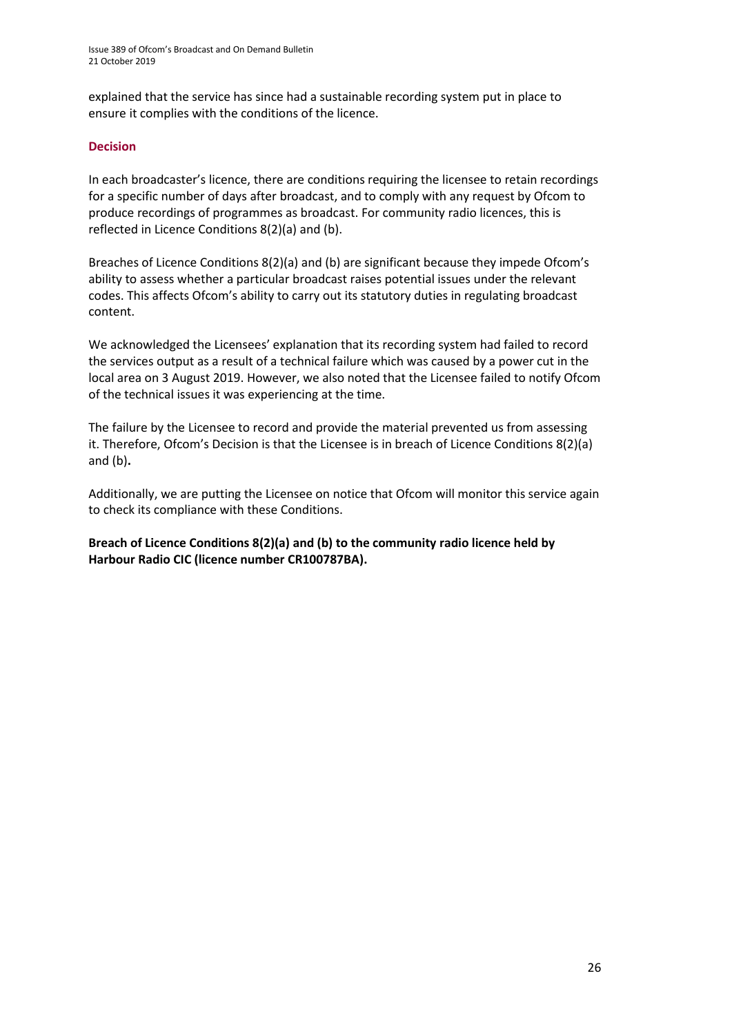explained that the service has since had a sustainable recording system put in place to ensure it complies with the conditions of the licence.

### Decision

In each broadcaster's licence, there are conditions requiring the licensee to retain recordings for a specific number of days after broadcast, and to comply with any request by Ofcom to produce recordings of programmes as broadcast. For community radio licences, this is reflected in Licence Conditions 8(2)(a) and (b).

Breaches of Licence Conditions 8(2)(a) and (b) are significant because they impede Ofcom's ability to assess whether a particular broadcast raises potential issues under the relevant codes. This affects Ofcom's ability to carry out its statutory duties in regulating broadcast content.

We acknowledged the Licensees' explanation that its recording system had failed to record the services output as a result of a technical failure which was caused by a power cut in the local area on 3 August 2019. However, we also noted that the Licensee failed to notify Ofcom of the technical issues it was experiencing at the time.

The failure by the Licensee to record and provide the material prevented us from assessing it. Therefore, Ofcom's Decision is that the Licensee is in breach of Licence Conditions 8(2)(a) and (b)**.**

Additionally, we are putting the Licensee on notice that Ofcom will monitor this service again to check its compliance with these Conditions.

**Breach of Licence Conditions 8(2)(a) and (b) to the community radio licence held by Harbour Radio CIC (licence number CR100787BA).**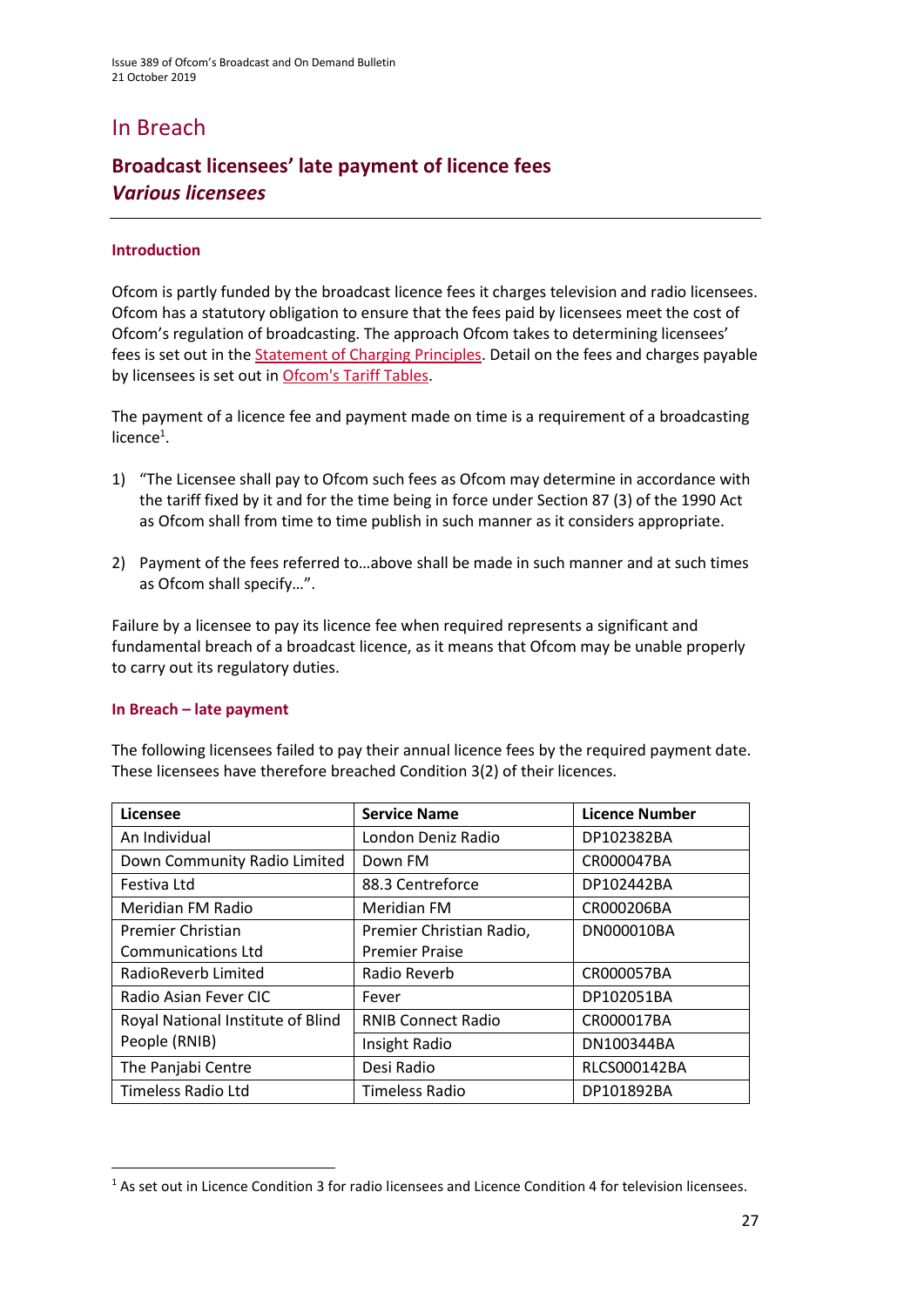# In Breach

## Broadcast licensees' late payment of licence fees
## *Various licensees*

### Introduction

Ofcom is partly funded by the broadcast licence fees it charges television and radio licensees. Ofcom has a statutory obligation to ensure that the fees paid by licensees meet the cost of Ofcom's regulation of broadcasting. The approach Ofcom takes to determining licensees' fees is set out in the Statement of Charging Principles. Detail on the fees and charges payable by licensees is set out in Ofcom's Tariff Tables.

The payment of a licence fee and payment made on time is a requirement of a broadcasting licence[1].

1) "The Licensee shall pay to Ofcom such fees as Ofcom may determine in accordance with the tariff fixed by it and for the time being in force under Section 87 (3) of the 1990 Act as Ofcom shall from time to time publish in such manner as it considers appropriate.

2) Payment of the fees referred to…above shall be made in such manner and at such times as Ofcom shall specify…".

Failure by a licensee to pay its licence fee when required represents a significant and fundamental breach of a broadcast licence, as it means that Ofcom may be unable properly to carry out its regulatory duties.

### In Breach – late payment

The following licensees failed to pay their annual licence fees by the required payment date. These licensees have therefore breached Condition 3(2) of their licences.

| Licensee | Service Name | Licence Number |
|---|---|---|
| An Individual | London Deniz Radio | DP102382BA |
| Down Community Radio Limited | Down FM | CR000047BA |
| Festiva Ltd | 88.3 Centreforce | DP102442BA |
| Meridian FM Radio | Meridian FM | CR000206BA |
| Premier Christian Communications Ltd | Premier Christian Radio, Premier Praise | DN000010BA |
| RadioReverb Limited | Radio Reverb | CR000057BA |
| Radio Asian Fever CIC | Fever | DP102051BA |
| Royal National Institute of Blind People (RNIB) | RNIB Connect Radio | CR000017BA |
| | Insight Radio | DN100344BA |
| The Panjabi Centre | Desi Radio | RLCS000142BA |
| Timeless Radio Ltd | Timeless Radio | DP101892BA |

[1] As set out in Licence Condition 3 for radio licensees and Licence Condition 4 for television licensees.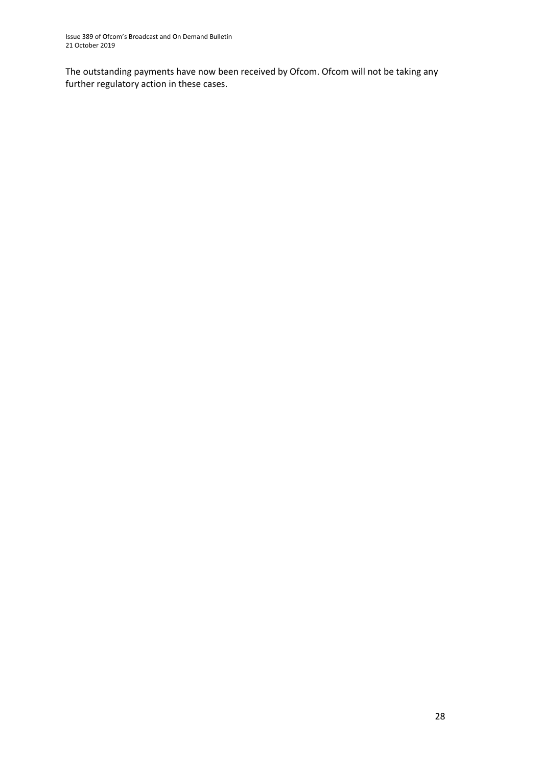The outstanding payments have now been received by Ofcom. Ofcom will not be taking any further regulatory action in these cases.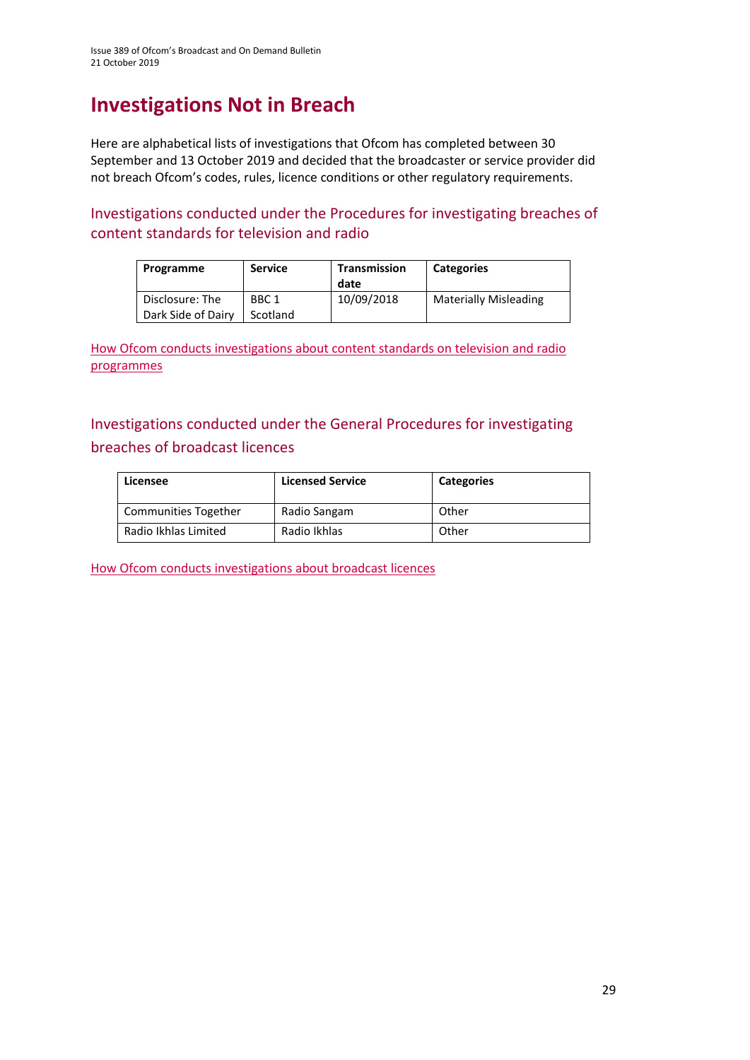# Investigations Not in Breach

Here are alphabetical lists of investigations that Ofcom has completed between 30 September and 13 October 2019 and decided that the broadcaster or service provider did not breach Ofcom's codes, rules, licence conditions or other regulatory requirements.

## Investigations conducted under the Procedures for investigating breaches of content standards for television and radio

| Programme | Service | Transmission date | Categories |
|---|---|---|---|
| Disclosure: The Dark Side of Dairy | BBC 1 Scotland | 10/09/2018 | Materially Misleading |

[How Ofcom conducts investigations about content standards on television and radio programmes](#)

## Investigations conducted under the General Procedures for investigating breaches of broadcast licences

| Licensee | Licensed Service | Categories |
|---|---|---|
| Communities Together | Radio Sangam | Other |
| Radio Ikhlas Limited | Radio Ikhlas | Other |

[How Ofcom conducts investigations about broadcast licences](#)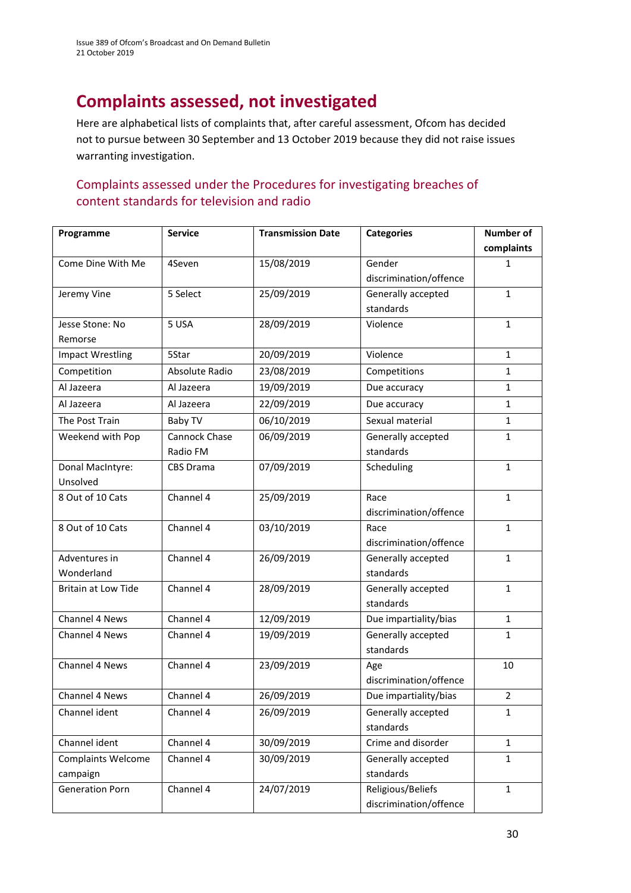# Complaints assessed, not investigated

Here are alphabetical lists of complaints that, after careful assessment, Ofcom has decided not to pursue between 30 September and 13 October 2019 because they did not raise issues warranting investigation.

## Complaints assessed under the Procedures for investigating breaches of content standards for television and radio

| Programme | Service | Transmission Date | Categories | Number of complaints |
|---|---|---|---|---|
| Come Dine With Me | 4Seven | 15/08/2019 | Gender discrimination/offence | 1 |
| Jeremy Vine | 5 Select | 25/09/2019 | Generally accepted standards | 1 |
| Jesse Stone: No Remorse | 5 USA | 28/09/2019 | Violence | 1 |
| Impact Wrestling | 5Star | 20/09/2019 | Violence | 1 |
| Competition | Absolute Radio | 23/08/2019 | Competitions | 1 |
| Al Jazeera | Al Jazeera | 19/09/2019 | Due accuracy | 1 |
| Al Jazeera | Al Jazeera | 22/09/2019 | Due accuracy | 1 |
| The Post Train | Baby TV | 06/10/2019 | Sexual material | 1 |
| Weekend with Pop | Cannock Chase Radio FM | 06/09/2019 | Generally accepted standards | 1 |
| Donal MacIntyre: Unsolved | CBS Drama | 07/09/2019 | Scheduling | 1 |
| 8 Out of 10 Cats | Channel 4 | 25/09/2019 | Race discrimination/offence | 1 |
| 8 Out of 10 Cats | Channel 4 | 03/10/2019 | Race discrimination/offence | 1 |
| Adventures in Wonderland | Channel 4 | 26/09/2019 | Generally accepted standards | 1 |
| Britain at Low Tide | Channel 4 | 28/09/2019 | Generally accepted standards | 1 |
| Channel 4 News | Channel 4 | 12/09/2019 | Due impartiality/bias | 1 |
| Channel 4 News | Channel 4 | 19/09/2019 | Generally accepted standards | 1 |
| Channel 4 News | Channel 4 | 23/09/2019 | Age discrimination/offence | 10 |
| Channel 4 News | Channel 4 | 26/09/2019 | Due impartiality/bias | 2 |
| Channel ident | Channel 4 | 26/09/2019 | Generally accepted standards | 1 |
| Channel ident | Channel 4 | 30/09/2019 | Crime and disorder | 1 |
| Complaints Welcome campaign | Channel 4 | 30/09/2019 | Generally accepted standards | 1 |
| Generation Porn | Channel 4 | 24/07/2019 | Religious/Beliefs discrimination/offence | 1 |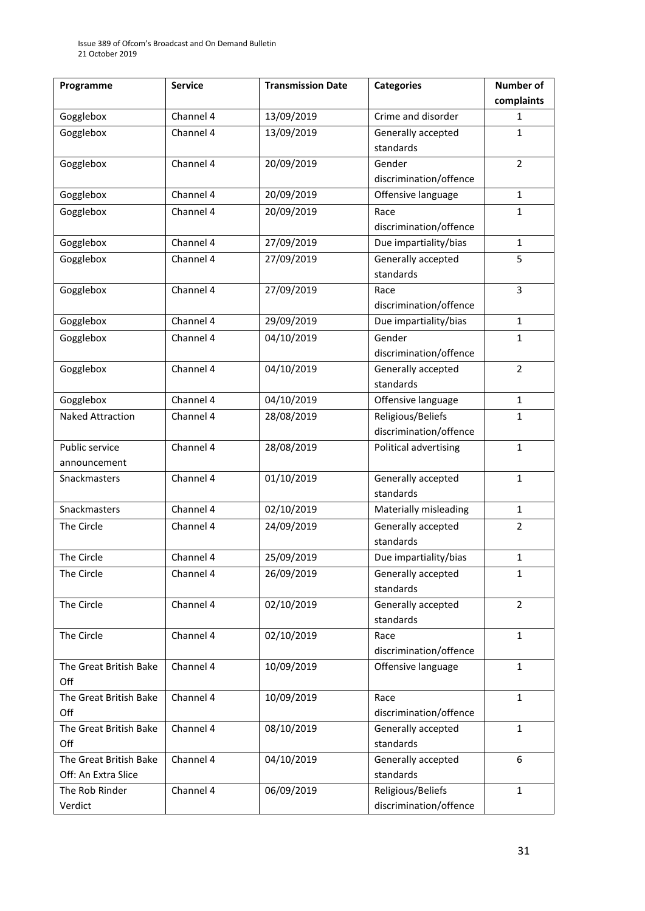| Programme | Service | Transmission Date | Categories | Number of complaints |
|---|---|---|---|---|
| Gogglebox | Channel 4 | 13/09/2019 | Crime and disorder | 1 |
| Gogglebox | Channel 4 | 13/09/2019 | Generally accepted standards | 1 |
| Gogglebox | Channel 4 | 20/09/2019 | Gender discrimination/offence | 2 |
| Gogglebox | Channel 4 | 20/09/2019 | Offensive language | 1 |
| Gogglebox | Channel 4 | 20/09/2019 | Race discrimination/offence | 1 |
| Gogglebox | Channel 4 | 27/09/2019 | Due impartiality/bias | 1 |
| Gogglebox | Channel 4 | 27/09/2019 | Generally accepted standards | 5 |
| Gogglebox | Channel 4 | 27/09/2019 | Race discrimination/offence | 3 |
| Gogglebox | Channel 4 | 29/09/2019 | Due impartiality/bias | 1 |
| Gogglebox | Channel 4 | 04/10/2019 | Gender discrimination/offence | 1 |
| Gogglebox | Channel 4 | 04/10/2019 | Generally accepted standards | 2 |
| Gogglebox | Channel 4 | 04/10/2019 | Offensive language | 1 |
| Naked Attraction | Channel 4 | 28/08/2019 | Religious/Beliefs discrimination/offence | 1 |
| Public service announcement | Channel 4 | 28/08/2019 | Political advertising | 1 |
| Snackmasters | Channel 4 | 01/10/2019 | Generally accepted standards | 1 |
| Snackmasters | Channel 4 | 02/10/2019 | Materially misleading | 1 |
| The Circle | Channel 4 | 24/09/2019 | Generally accepted standards | 2 |
| The Circle | Channel 4 | 25/09/2019 | Due impartiality/bias | 1 |
| The Circle | Channel 4 | 26/09/2019 | Generally accepted standards | 1 |
| The Circle | Channel 4 | 02/10/2019 | Generally accepted standards | 2 |
| The Circle | Channel 4 | 02/10/2019 | Race discrimination/offence | 1 |
| The Great British Bake Off | Channel 4 | 10/09/2019 | Offensive language | 1 |
| The Great British Bake Off | Channel 4 | 10/09/2019 | Race discrimination/offence | 1 |
| The Great British Bake Off | Channel 4 | 08/10/2019 | Generally accepted standards | 1 |
| The Great British Bake Off: An Extra Slice | Channel 4 | 04/10/2019 | Generally accepted standards | 6 |
| The Rob Rinder Verdict | Channel 4 | 06/09/2019 | Religious/Beliefs discrimination/offence | 1 |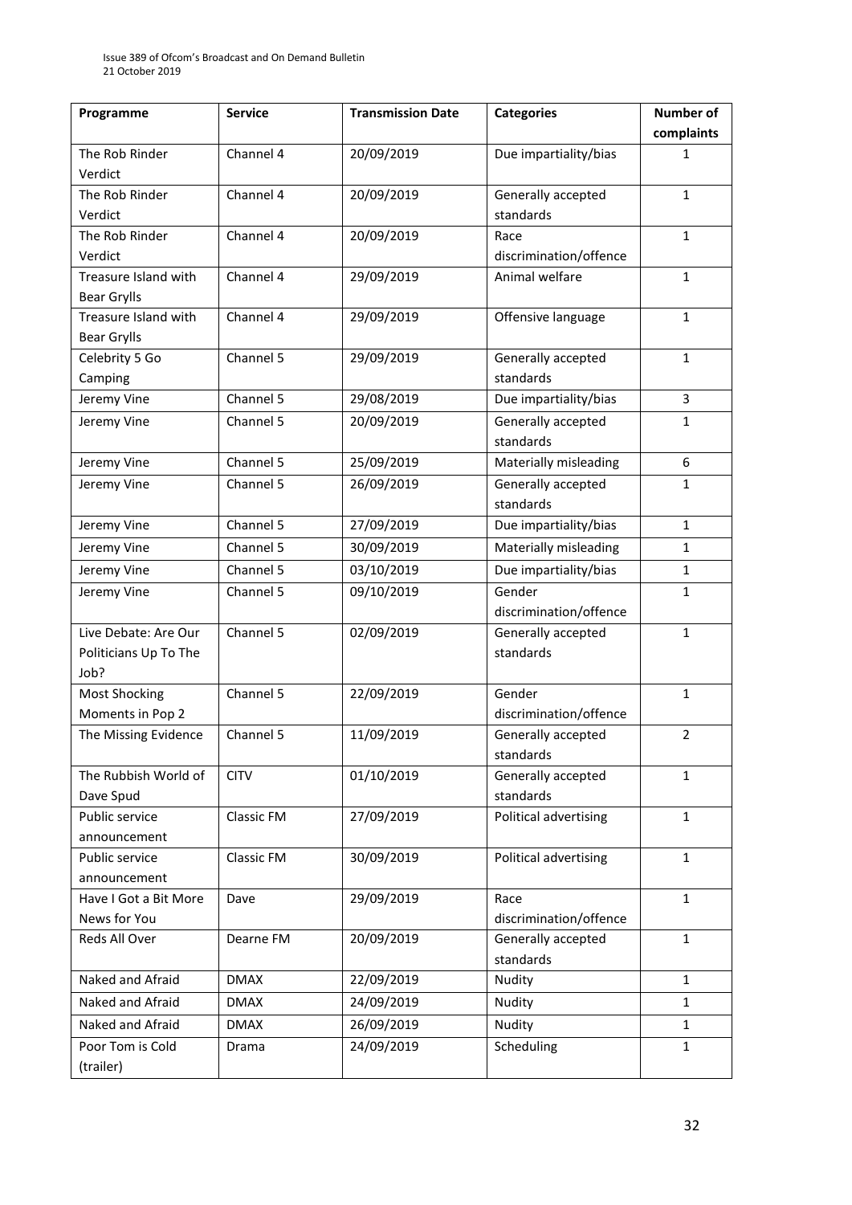| Programme | Service | Transmission Date | Categories | Number of complaints |
|---|---|---|---|---|
| The Rob Rinder Verdict | Channel 4 | 20/09/2019 | Due impartiality/bias | 1 |
| The Rob Rinder Verdict | Channel 4 | 20/09/2019 | Generally accepted standards | 1 |
| The Rob Rinder Verdict | Channel 4 | 20/09/2019 | Race discrimination/offence | 1 |
| Treasure Island with Bear Grylls | Channel 4 | 29/09/2019 | Animal welfare | 1 |
| Treasure Island with Bear Grylls | Channel 4 | 29/09/2019 | Offensive language | 1 |
| Celebrity 5 Go Camping | Channel 5 | 29/09/2019 | Generally accepted standards | 1 |
| Jeremy Vine | Channel 5 | 29/08/2019 | Due impartiality/bias | 3 |
| Jeremy Vine | Channel 5 | 20/09/2019 | Generally accepted standards | 1 |
| Jeremy Vine | Channel 5 | 25/09/2019 | Materially misleading | 6 |
| Jeremy Vine | Channel 5 | 26/09/2019 | Generally accepted standards | 1 |
| Jeremy Vine | Channel 5 | 27/09/2019 | Due impartiality/bias | 1 |
| Jeremy Vine | Channel 5 | 30/09/2019 | Materially misleading | 1 |
| Jeremy Vine | Channel 5 | 03/10/2019 | Due impartiality/bias | 1 |
| Jeremy Vine | Channel 5 | 09/10/2019 | Gender discrimination/offence | 1 |
| Live Debate: Are Our Politicians Up To The Job? | Channel 5 | 02/09/2019 | Generally accepted standards | 1 |
| Most Shocking Moments in Pop 2 | Channel 5 | 22/09/2019 | Gender discrimination/offence | 1 |
| The Missing Evidence | Channel 5 | 11/09/2019 | Generally accepted standards | 2 |
| The Rubbish World of Dave Spud | CITV | 01/10/2019 | Generally accepted standards | 1 |
| Public service announcement | Classic FM | 27/09/2019 | Political advertising | 1 |
| Public service announcement | Classic FM | 30/09/2019 | Political advertising | 1 |
| Have I Got a Bit More News for You | Dave | 29/09/2019 | Race discrimination/offence | 1 |
| Reds All Over | Dearne FM | 20/09/2019 | Generally accepted standards | 1 |
| Naked and Afraid | DMAX | 22/09/2019 | Nudity | 1 |
| Naked and Afraid | DMAX | 24/09/2019 | Nudity | 1 |
| Naked and Afraid | DMAX | 26/09/2019 | Nudity | 1 |
| Poor Tom is Cold (trailer) | Drama | 24/09/2019 | Scheduling | 1 |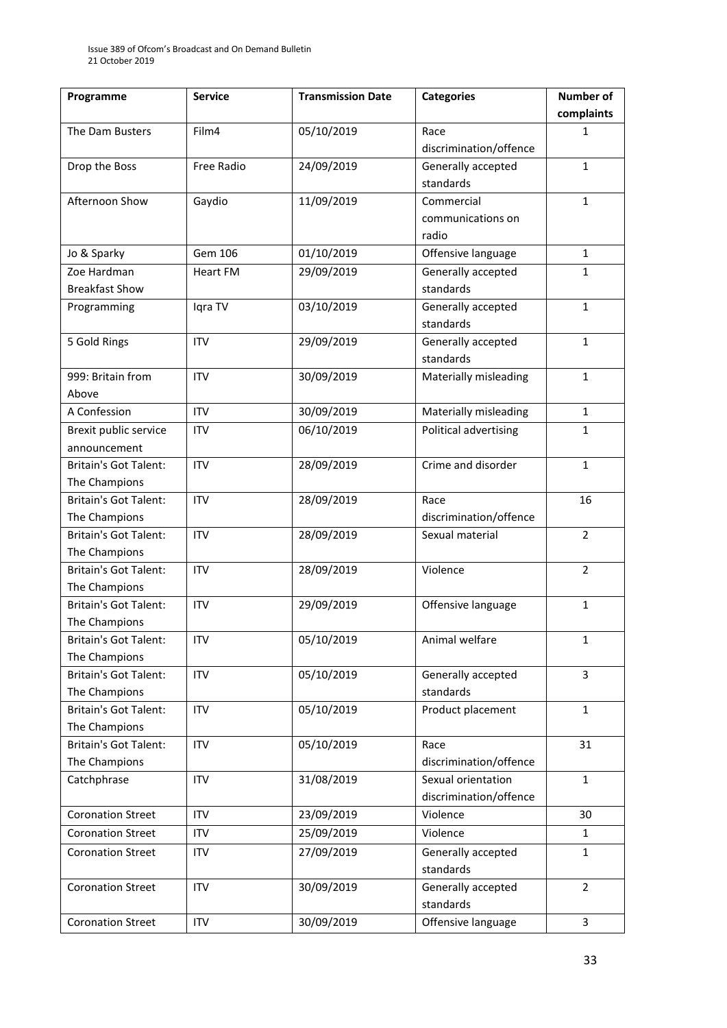| Programme | Service | Transmission Date | Categories | Number of complaints |
|---|---|---|---|---|
| The Dam Busters | Film4 | 05/10/2019 | Race discrimination/offence | 1 |
| Drop the Boss | Free Radio | 24/09/2019 | Generally accepted standards | 1 |
| Afternoon Show | Gaydio | 11/09/2019 | Commercial communications on radio | 1 |
| Jo & Sparky | Gem 106 | 01/10/2019 | Offensive language | 1 |
| Zoe Hardman Breakfast Show | Heart FM | 29/09/2019 | Generally accepted standards | 1 |
| Programming | Iqra TV | 03/10/2019 | Generally accepted standards | 1 |
| 5 Gold Rings | ITV | 29/09/2019 | Generally accepted standards | 1 |
| 999: Britain from Above | ITV | 30/09/2019 | Materially misleading | 1 |
| A Confession | ITV | 30/09/2019 | Materially misleading | 1 |
| Brexit public service announcement | ITV | 06/10/2019 | Political advertising | 1 |
| Britain's Got Talent: The Champions | ITV | 28/09/2019 | Crime and disorder | 1 |
| Britain's Got Talent: The Champions | ITV | 28/09/2019 | Race discrimination/offence | 16 |
| Britain's Got Talent: The Champions | ITV | 28/09/2019 | Sexual material | 2 |
| Britain's Got Talent: The Champions | ITV | 28/09/2019 | Violence | 2 |
| Britain's Got Talent: The Champions | ITV | 29/09/2019 | Offensive language | 1 |
| Britain's Got Talent: The Champions | ITV | 05/10/2019 | Animal welfare | 1 |
| Britain's Got Talent: The Champions | ITV | 05/10/2019 | Generally accepted standards | 3 |
| Britain's Got Talent: The Champions | ITV | 05/10/2019 | Product placement | 1 |
| Britain's Got Talent: The Champions | ITV | 05/10/2019 | Race discrimination/offence | 31 |
| Catchphrase | ITV | 31/08/2019 | Sexual orientation discrimination/offence | 1 |
| Coronation Street | ITV | 23/09/2019 | Violence | 30 |
| Coronation Street | ITV | 25/09/2019 | Violence | 1 |
| Coronation Street | ITV | 27/09/2019 | Generally accepted standards | 1 |
| Coronation Street | ITV | 30/09/2019 | Generally accepted standards | 2 |
| Coronation Street | ITV | 30/09/2019 | Offensive language | 3 |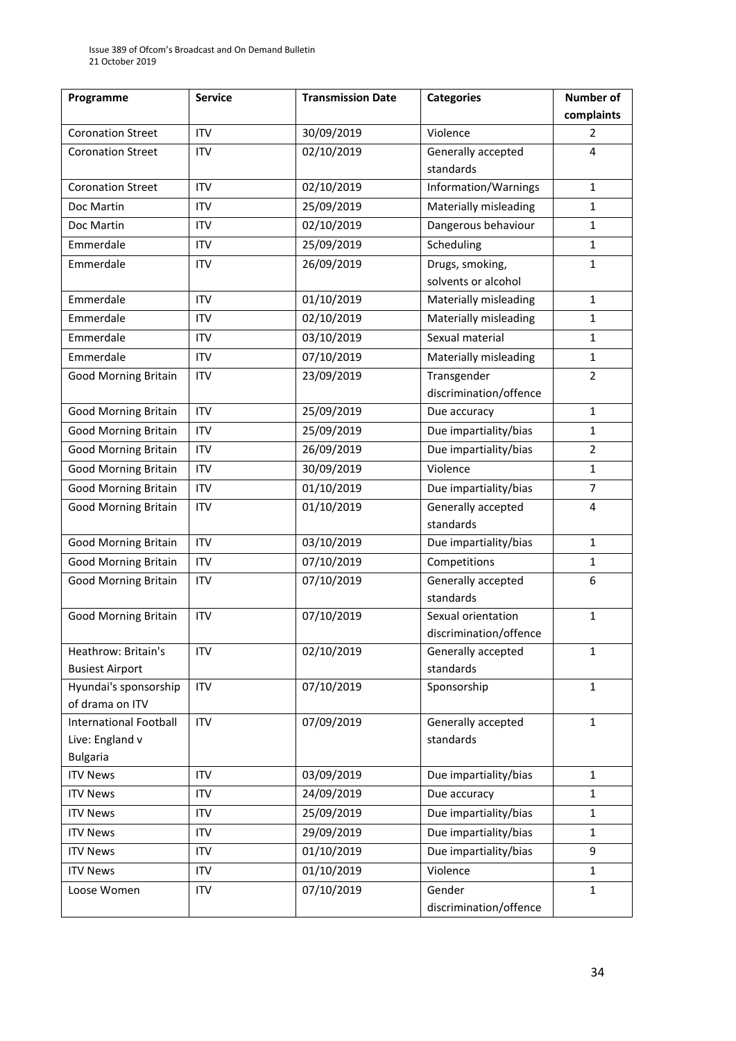| Programme | Service | Transmission Date | Categories | Number of complaints |
|---|---|---|---|---|
| Coronation Street | ITV | 30/09/2019 | Violence | 2 |
| Coronation Street | ITV | 02/10/2019 | Generally accepted standards | 4 |
| Coronation Street | ITV | 02/10/2019 | Information/Warnings | 1 |
| Doc Martin | ITV | 25/09/2019 | Materially misleading | 1 |
| Doc Martin | ITV | 02/10/2019 | Dangerous behaviour | 1 |
| Emmerdale | ITV | 25/09/2019 | Scheduling | 1 |
| Emmerdale | ITV | 26/09/2019 | Drugs, smoking, solvents or alcohol | 1 |
| Emmerdale | ITV | 01/10/2019 | Materially misleading | 1 |
| Emmerdale | ITV | 02/10/2019 | Materially misleading | 1 |
| Emmerdale | ITV | 03/10/2019 | Sexual material | 1 |
| Emmerdale | ITV | 07/10/2019 | Materially misleading | 1 |
| Good Morning Britain | ITV | 23/09/2019 | Transgender discrimination/offence | 2 |
| Good Morning Britain | ITV | 25/09/2019 | Due accuracy | 1 |
| Good Morning Britain | ITV | 25/09/2019 | Due impartiality/bias | 1 |
| Good Morning Britain | ITV | 26/09/2019 | Due impartiality/bias | 2 |
| Good Morning Britain | ITV | 30/09/2019 | Violence | 1 |
| Good Morning Britain | ITV | 01/10/2019 | Due impartiality/bias | 7 |
| Good Morning Britain | ITV | 01/10/2019 | Generally accepted standards | 4 |
| Good Morning Britain | ITV | 03/10/2019 | Due impartiality/bias | 1 |
| Good Morning Britain | ITV | 07/10/2019 | Competitions | 1 |
| Good Morning Britain | ITV | 07/10/2019 | Generally accepted standards | 6 |
| Good Morning Britain | ITV | 07/10/2019 | Sexual orientation discrimination/offence | 1 |
| Heathrow: Britain's Busiest Airport | ITV | 02/10/2019 | Generally accepted standards | 1 |
| Hyundai's sponsorship of drama on ITV | ITV | 07/10/2019 | Sponsorship | 1 |
| International Football Live: England v Bulgaria | ITV | 07/09/2019 | Generally accepted standards | 1 |
| ITV News | ITV | 03/09/2019 | Due impartiality/bias | 1 |
| ITV News | ITV | 24/09/2019 | Due accuracy | 1 |
| ITV News | ITV | 25/09/2019 | Due impartiality/bias | 1 |
| ITV News | ITV | 29/09/2019 | Due impartiality/bias | 1 |
| ITV News | ITV | 01/10/2019 | Due impartiality/bias | 9 |
| ITV News | ITV | 01/10/2019 | Violence | 1 |
| Loose Women | ITV | 07/10/2019 | Gender discrimination/offence | 1 |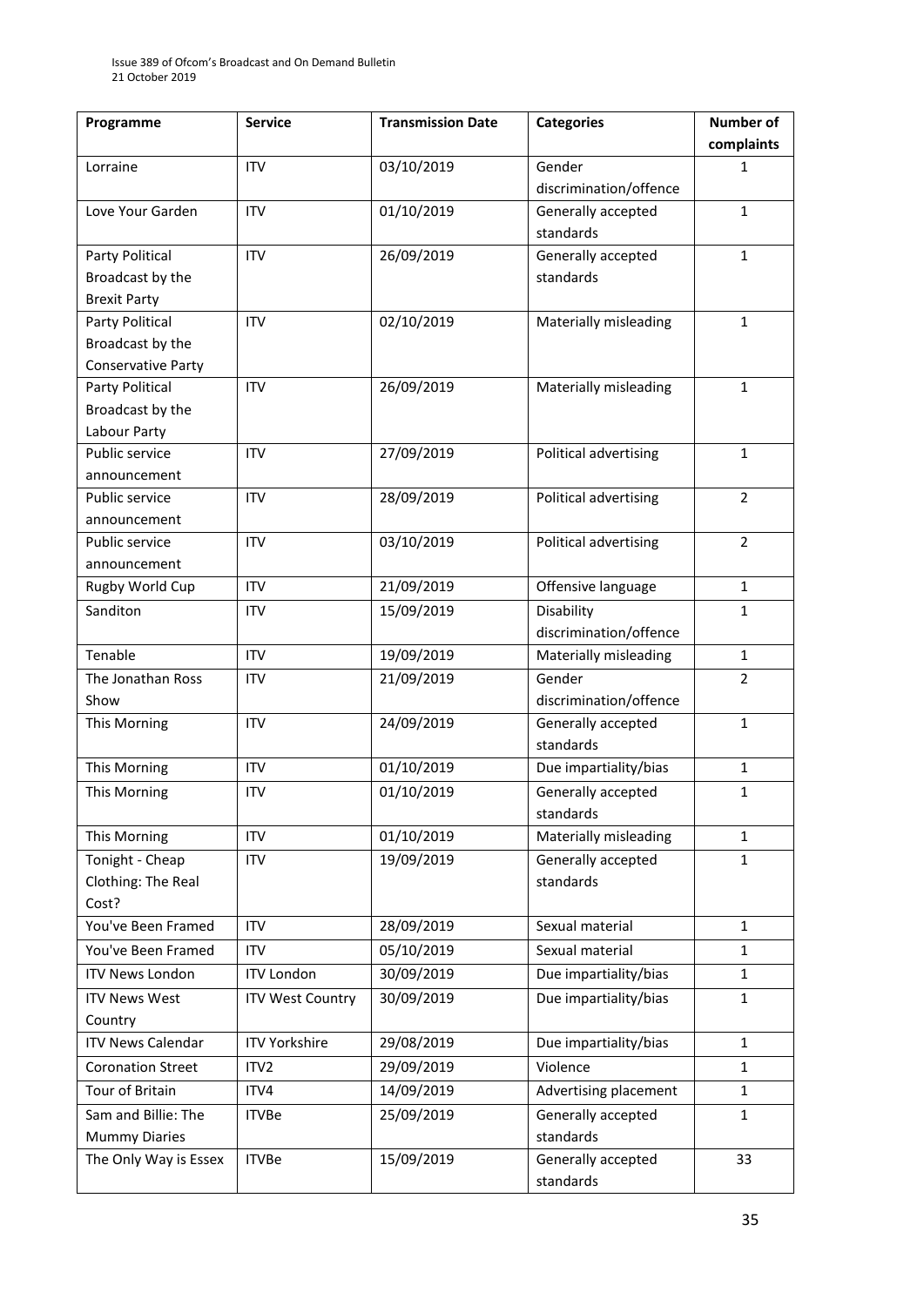| Programme | Service | Transmission Date | Categories | Number of complaints |
|---|---|---|---|---|
| Lorraine | ITV | 03/10/2019 | Gender discrimination/offence | 1 |
| Love Your Garden | ITV | 01/10/2019 | Generally accepted standards | 1 |
| Party Political Broadcast by the Brexit Party | ITV | 26/09/2019 | Generally accepted standards | 1 |
| Party Political Broadcast by the Conservative Party | ITV | 02/10/2019 | Materially misleading | 1 |
| Party Political Broadcast by the Labour Party | ITV | 26/09/2019 | Materially misleading | 1 |
| Public service announcement | ITV | 27/09/2019 | Political advertising | 1 |
| Public service announcement | ITV | 28/09/2019 | Political advertising | 2 |
| Public service announcement | ITV | 03/10/2019 | Political advertising | 2 |
| Rugby World Cup | ITV | 21/09/2019 | Offensive language | 1 |
| Sanditon | ITV | 15/09/2019 | Disability discrimination/offence | 1 |
| Tenable | ITV | 19/09/2019 | Materially misleading | 1 |
| The Jonathan Ross Show | ITV | 21/09/2019 | Gender discrimination/offence | 2 |
| This Morning | ITV | 24/09/2019 | Generally accepted standards | 1 |
| This Morning | ITV | 01/10/2019 | Due impartiality/bias | 1 |
| This Morning | ITV | 01/10/2019 | Generally accepted standards | 1 |
| This Morning | ITV | 01/10/2019 | Materially misleading | 1 |
| Tonight - Cheap Clothing: The Real Cost? | ITV | 19/09/2019 | Generally accepted standards | 1 |
| You've Been Framed | ITV | 28/09/2019 | Sexual material | 1 |
| You've Been Framed | ITV | 05/10/2019 | Sexual material | 1 |
| ITV News London | ITV London | 30/09/2019 | Due impartiality/bias | 1 |
| ITV News West Country | ITV West Country | 30/09/2019 | Due impartiality/bias | 1 |
| ITV News Calendar | ITV Yorkshire | 29/08/2019 | Due impartiality/bias | 1 |
| Coronation Street | ITV2 | 29/09/2019 | Violence | 1 |
| Tour of Britain | ITV4 | 14/09/2019 | Advertising placement | 1 |
| Sam and Billie: The Mummy Diaries | ITVBe | 25/09/2019 | Generally accepted standards | 1 |
| The Only Way is Essex | ITVBe | 15/09/2019 | Generally accepted standards | 33 |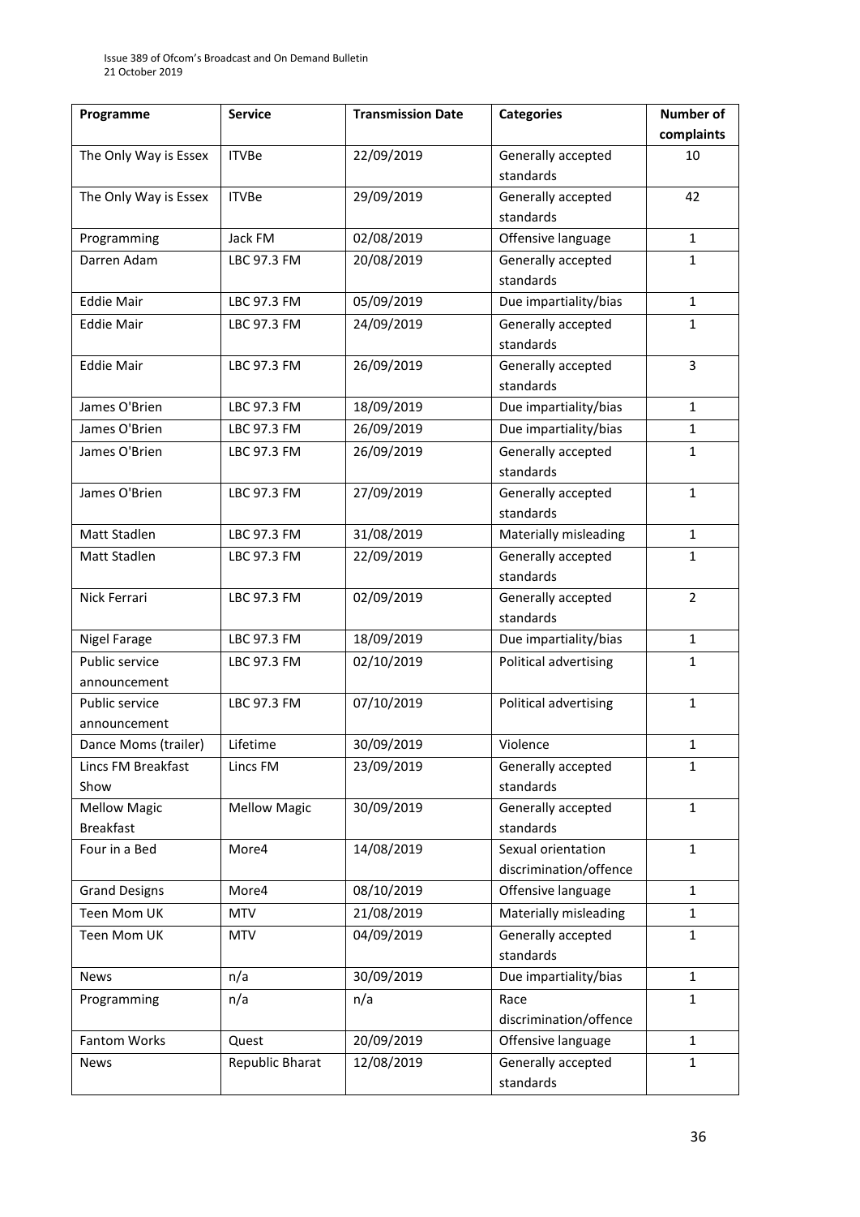| Programme | Service | Transmission Date | Categories | Number of complaints |
|---|---|---|---|---|
| The Only Way is Essex | ITVBe | 22/09/2019 | Generally accepted standards | 10 |
| The Only Way is Essex | ITVBe | 29/09/2019 | Generally accepted standards | 42 |
| Programming | Jack FM | 02/08/2019 | Offensive language | 1 |
| Darren Adam | LBC 97.3 FM | 20/08/2019 | Generally accepted standards | 1 |
| Eddie Mair | LBC 97.3 FM | 05/09/2019 | Due impartiality/bias | 1 |
| Eddie Mair | LBC 97.3 FM | 24/09/2019 | Generally accepted standards | 1 |
| Eddie Mair | LBC 97.3 FM | 26/09/2019 | Generally accepted standards | 3 |
| James O'Brien | LBC 97.3 FM | 18/09/2019 | Due impartiality/bias | 1 |
| James O'Brien | LBC 97.3 FM | 26/09/2019 | Due impartiality/bias | 1 |
| James O'Brien | LBC 97.3 FM | 26/09/2019 | Generally accepted standards | 1 |
| James O'Brien | LBC 97.3 FM | 27/09/2019 | Generally accepted standards | 1 |
| Matt Stadlen | LBC 97.3 FM | 31/08/2019 | Materially misleading | 1 |
| Matt Stadlen | LBC 97.3 FM | 22/09/2019 | Generally accepted standards | 1 |
| Nick Ferrari | LBC 97.3 FM | 02/09/2019 | Generally accepted standards | 2 |
| Nigel Farage | LBC 97.3 FM | 18/09/2019 | Due impartiality/bias | 1 |
| Public service announcement | LBC 97.3 FM | 02/10/2019 | Political advertising | 1 |
| Public service announcement | LBC 97.3 FM | 07/10/2019 | Political advertising | 1 |
| Dance Moms (trailer) | Lifetime | 30/09/2019 | Violence | 1 |
| Lincs FM Breakfast Show | Lincs FM | 23/09/2019 | Generally accepted standards | 1 |
| Mellow Magic Breakfast | Mellow Magic | 30/09/2019 | Generally accepted standards | 1 |
| Four in a Bed | More4 | 14/08/2019 | Sexual orientation discrimination/offence | 1 |
| Grand Designs | More4 | 08/10/2019 | Offensive language | 1 |
| Teen Mom UK | MTV | 21/08/2019 | Materially misleading | 1 |
| Teen Mom UK | MTV | 04/09/2019 | Generally accepted standards | 1 |
| News | n/a | 30/09/2019 | Due impartiality/bias | 1 |
| Programming | n/a | n/a | Race discrimination/offence | 1 |
| Fantom Works | Quest | 20/09/2019 | Offensive language | 1 |
| News | Republic Bharat | 12/08/2019 | Generally accepted standards | 1 |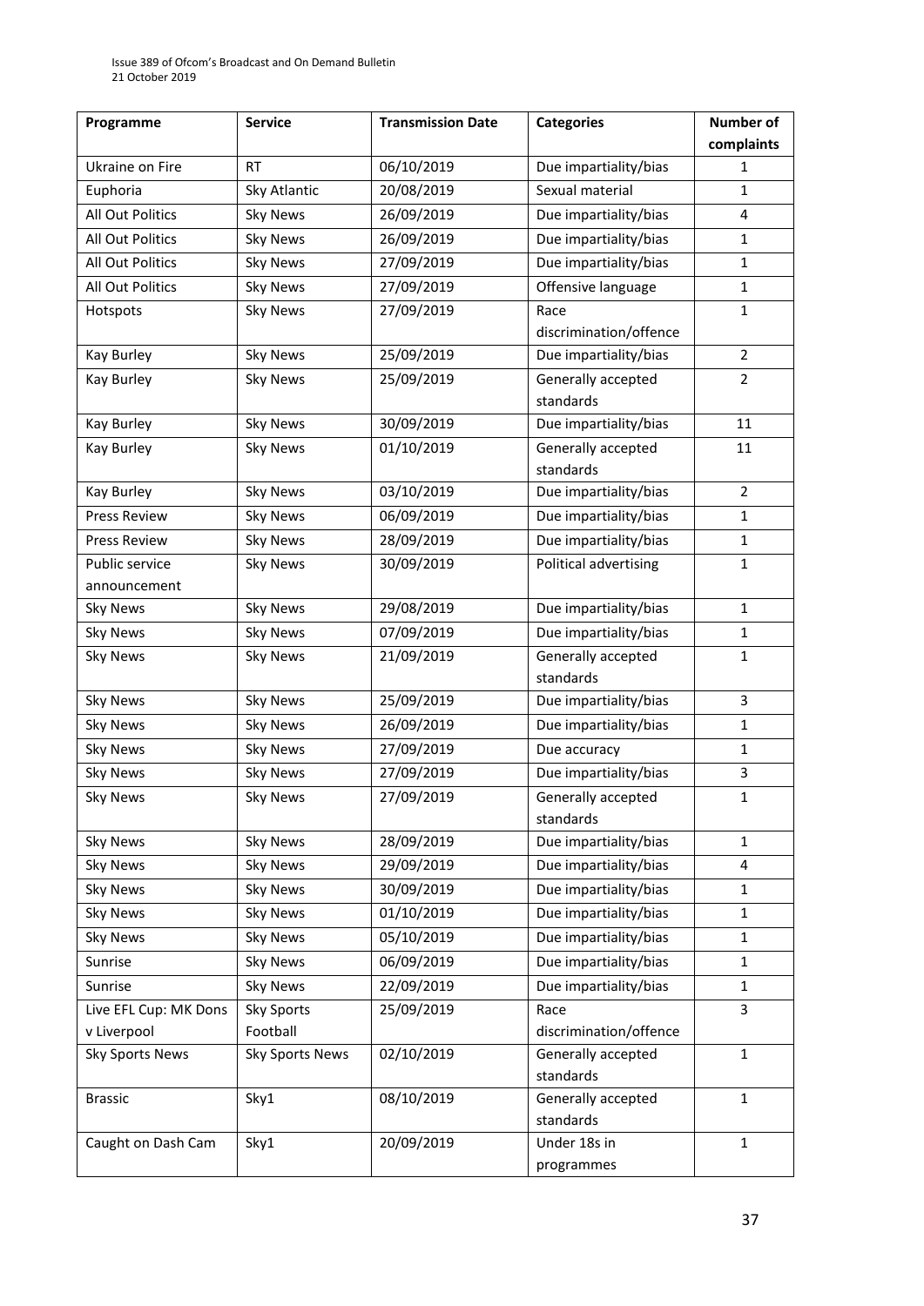| Programme | Service | Transmission Date | Categories | Number of complaints |
| --- | --- | --- | --- | --- |
| Ukraine on Fire | RT | 06/10/2019 | Due impartiality/bias | 1 |
| Euphoria | Sky Atlantic | 20/08/2019 | Sexual material | 1 |
| All Out Politics | Sky News | 26/09/2019 | Due impartiality/bias | 4 |
| All Out Politics | Sky News | 26/09/2019 | Due impartiality/bias | 1 |
| All Out Politics | Sky News | 27/09/2019 | Due impartiality/bias | 1 |
| All Out Politics | Sky News | 27/09/2019 | Offensive language | 1 |
| Hotspots | Sky News | 27/09/2019 | Race discrimination/offence | 1 |
| Kay Burley | Sky News | 25/09/2019 | Due impartiality/bias | 2 |
| Kay Burley | Sky News | 25/09/2019 | Generally accepted standards | 2 |
| Kay Burley | Sky News | 30/09/2019 | Due impartiality/bias | 11 |
| Kay Burley | Sky News | 01/10/2019 | Generally accepted standards | 11 |
| Kay Burley | Sky News | 03/10/2019 | Due impartiality/bias | 2 |
| Press Review | Sky News | 06/09/2019 | Due impartiality/bias | 1 |
| Press Review | Sky News | 28/09/2019 | Due impartiality/bias | 1 |
| Public service announcement | Sky News | 30/09/2019 | Political advertising | 1 |
| Sky News | Sky News | 29/08/2019 | Due impartiality/bias | 1 |
| Sky News | Sky News | 07/09/2019 | Due impartiality/bias | 1 |
| Sky News | Sky News | 21/09/2019 | Generally accepted standards | 1 |
| Sky News | Sky News | 25/09/2019 | Due impartiality/bias | 3 |
| Sky News | Sky News | 26/09/2019 | Due impartiality/bias | 1 |
| Sky News | Sky News | 27/09/2019 | Due accuracy | 1 |
| Sky News | Sky News | 27/09/2019 | Due impartiality/bias | 3 |
| Sky News | Sky News | 27/09/2019 | Generally accepted standards | 1 |
| Sky News | Sky News | 28/09/2019 | Due impartiality/bias | 1 |
| Sky News | Sky News | 29/09/2019 | Due impartiality/bias | 4 |
| Sky News | Sky News | 30/09/2019 | Due impartiality/bias | 1 |
| Sky News | Sky News | 01/10/2019 | Due impartiality/bias | 1 |
| Sky News | Sky News | 05/10/2019 | Due impartiality/bias | 1 |
| Sunrise | Sky News | 06/09/2019 | Due impartiality/bias | 1 |
| Sunrise | Sky News | 22/09/2019 | Due impartiality/bias | 1 |
| Live EFL Cup: MK Dons v Liverpool | Sky Sports Football | 25/09/2019 | Race discrimination/offence | 3 |
| Sky Sports News | Sky Sports News | 02/10/2019 | Generally accepted standards | 1 |
| Brassic | Sky1 | 08/10/2019 | Generally accepted standards | 1 |
| Caught on Dash Cam | Sky1 | 20/09/2019 | Under 18s in programmes | 1 |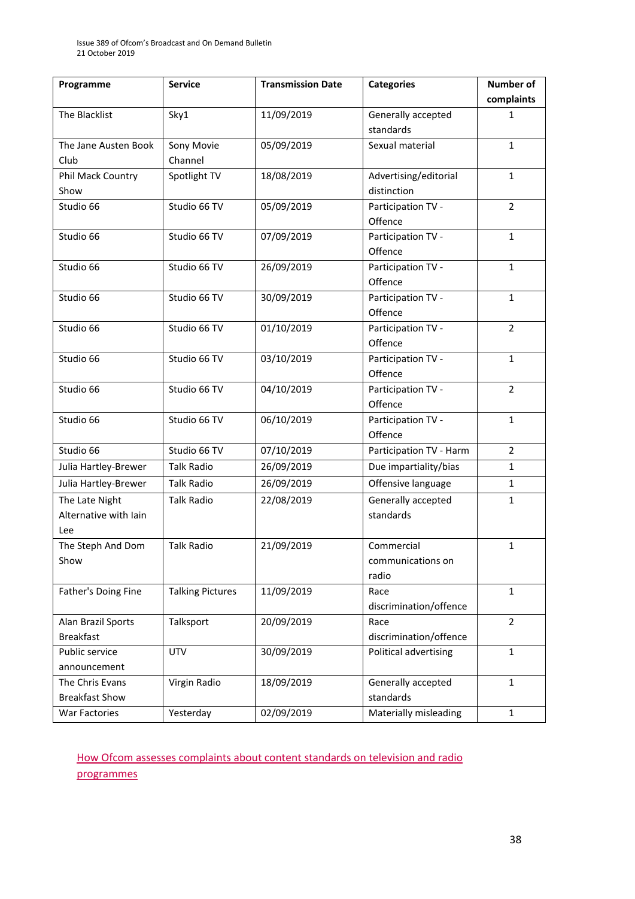| Programme | Service | Transmission Date | Categories | Number of complaints |
|---|---|---|---|---|
| The Blacklist | Sky1 | 11/09/2019 | Generally accepted standards | 1 |
| The Jane Austen Book Club | Sony Movie Channel | 05/09/2019 | Sexual material | 1 |
| Phil Mack Country Show | Spotlight TV | 18/08/2019 | Advertising/editorial distinction | 1 |
| Studio 66 | Studio 66 TV | 05/09/2019 | Participation TV - Offence | 2 |
| Studio 66 | Studio 66 TV | 07/09/2019 | Participation TV - Offence | 1 |
| Studio 66 | Studio 66 TV | 26/09/2019 | Participation TV - Offence | 1 |
| Studio 66 | Studio 66 TV | 30/09/2019 | Participation TV - Offence | 1 |
| Studio 66 | Studio 66 TV | 01/10/2019 | Participation TV - Offence | 2 |
| Studio 66 | Studio 66 TV | 03/10/2019 | Participation TV - Offence | 1 |
| Studio 66 | Studio 66 TV | 04/10/2019 | Participation TV - Offence | 2 |
| Studio 66 | Studio 66 TV | 06/10/2019 | Participation TV - Offence | 1 |
| Studio 66 | Studio 66 TV | 07/10/2019 | Participation TV - Harm | 2 |
| Julia Hartley-Brewer | Talk Radio | 26/09/2019 | Due impartiality/bias | 1 |
| Julia Hartley-Brewer | Talk Radio | 26/09/2019 | Offensive language | 1 |
| The Late Night Alternative with Iain Lee | Talk Radio | 22/08/2019 | Generally accepted standards | 1 |
| The Steph And Dom Show | Talk Radio | 21/09/2019 | Commercial communications on radio | 1 |
| Father's Doing Fine | Talking Pictures | 11/09/2019 | Race discrimination/offence | 1 |
| Alan Brazil Sports Breakfast | Talksport | 20/09/2019 | Race discrimination/offence | 2 |
| Public service announcement | UTV | 30/09/2019 | Political advertising | 1 |
| The Chris Evans Breakfast Show | Virgin Radio | 18/09/2019 | Generally accepted standards | 1 |
| War Factories | Yesterday | 02/09/2019 | Materially misleading | 1 |

How Ofcom assesses complaints about content standards on television and radio programmes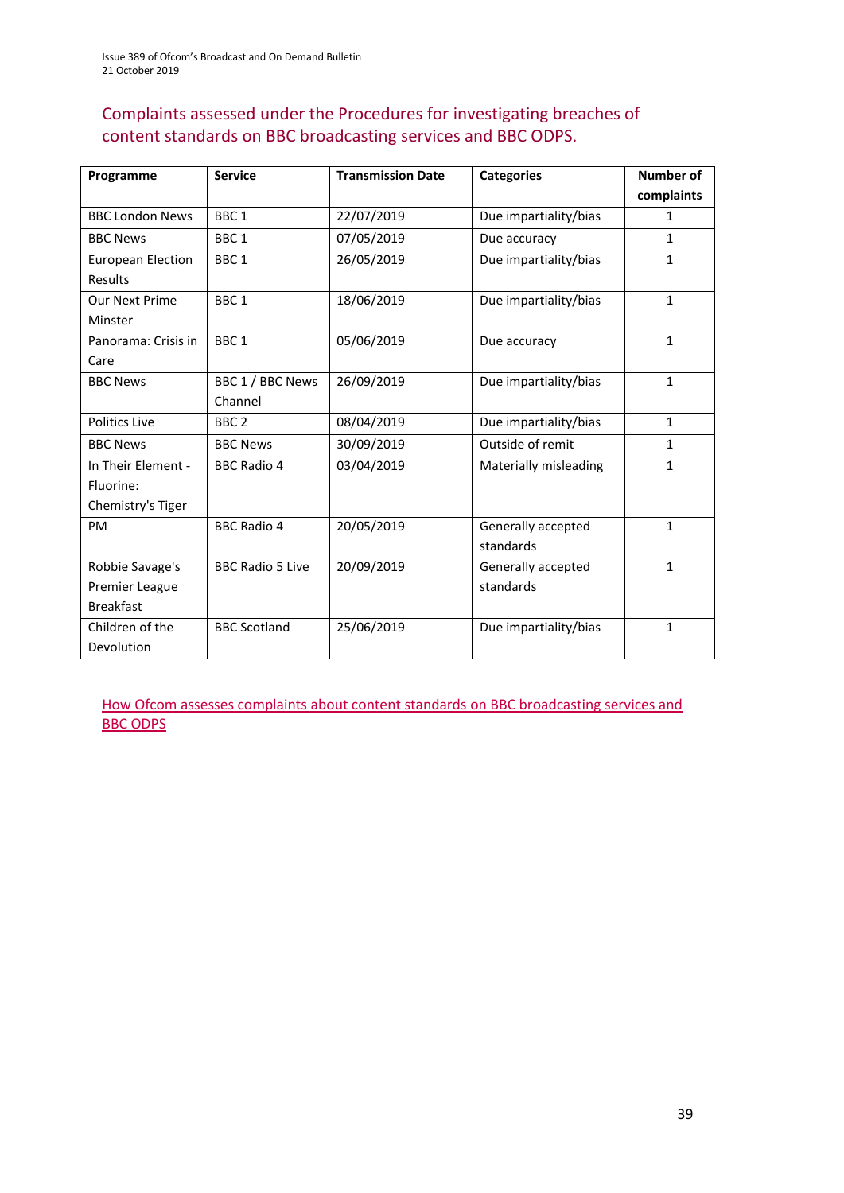## Complaints assessed under the Procedures for investigating breaches of content standards on BBC broadcasting services and BBC ODPS.

| Programme | Service | Transmission Date | Categories | Number of complaints |
|---|---|---|---|---|
| BBC London News | BBC 1 | 22/07/2019 | Due impartiality/bias | 1 |
| BBC News | BBC 1 | 07/05/2019 | Due accuracy | 1 |
| European Election Results | BBC 1 | 26/05/2019 | Due impartiality/bias | 1 |
| Our Next Prime Minster | BBC 1 | 18/06/2019 | Due impartiality/bias | 1 |
| Panorama: Crisis in Care | BBC 1 | 05/06/2019 | Due accuracy | 1 |
| BBC News | BBC 1 / BBC News Channel | 26/09/2019 | Due impartiality/bias | 1 |
| Politics Live | BBC 2 | 08/04/2019 | Due impartiality/bias | 1 |
| BBC News | BBC News | 30/09/2019 | Outside of remit | 1 |
| In Their Element - Fluorine: Chemistry's Tiger | BBC Radio 4 | 03/04/2019 | Materially misleading | 1 |
| PM | BBC Radio 4 | 20/05/2019 | Generally accepted standards | 1 |
| Robbie Savage's Premier League Breakfast | BBC Radio 5 Live | 20/09/2019 | Generally accepted standards | 1 |
| Children of the Devolution | BBC Scotland | 25/06/2019 | Due impartiality/bias | 1 |

How Ofcom assesses complaints about content standards on BBC broadcasting services and BBC ODPS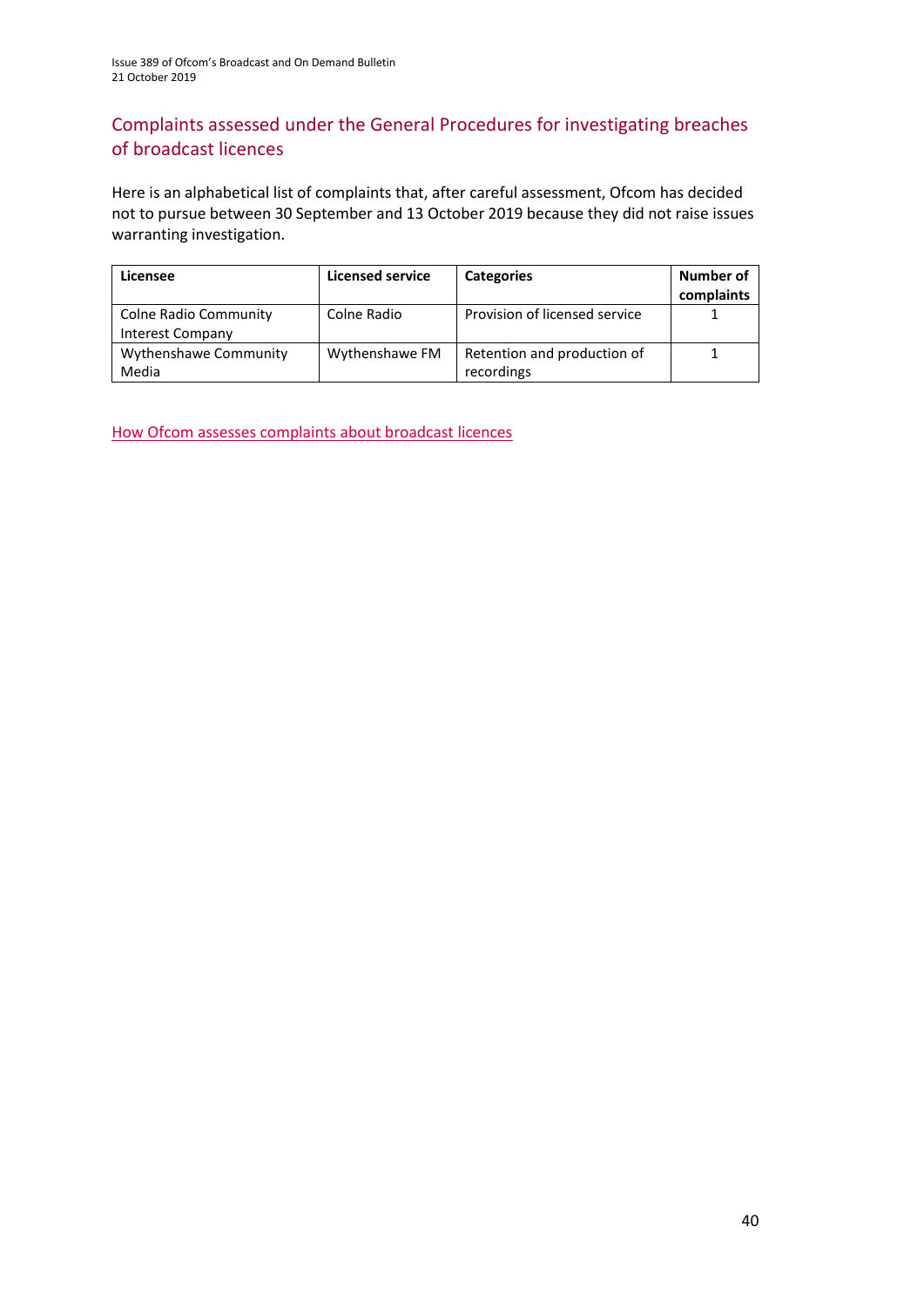## Complaints assessed under the General Procedures for investigating breaches of broadcast licences

Here is an alphabetical list of complaints that, after careful assessment, Ofcom has decided not to pursue between 30 September and 13 October 2019 because they did not raise issues warranting investigation.

| Licensee | Licensed service | Categories | Number of complaints |
|---|---|---|---|
| Colne Radio Community Interest Company | Colne Radio | Provision of licensed service | 1 |
| Wythenshawe Community Media | Wythenshawe FM | Retention and production of recordings | 1 |

How Ofcom assesses complaints about broadcast licences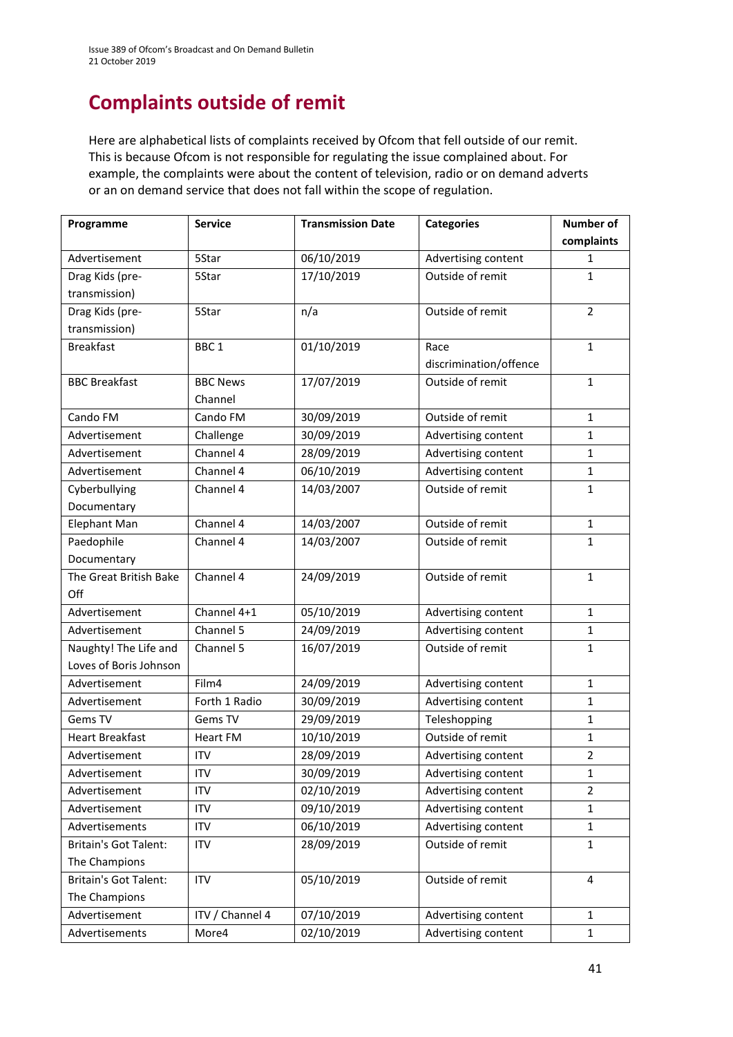# Complaints outside of remit

Here are alphabetical lists of complaints received by Ofcom that fell outside of our remit. This is because Ofcom is not responsible for regulating the issue complained about. For example, the complaints were about the content of television, radio or on demand adverts or an on demand service that does not fall within the scope of regulation.

| Programme | Service | Transmission Date | Categories | Number of complaints |
|---|---|---|---|---|
| Advertisement | 5Star | 06/10/2019 | Advertising content | 1 |
| Drag Kids (pre-transmission) | 5Star | 17/10/2019 | Outside of remit | 1 |
| Drag Kids (pre-transmission) | 5Star | n/a | Outside of remit | 2 |
| Breakfast | BBC 1 | 01/10/2019 | Race discrimination/offence | 1 |
| BBC Breakfast | BBC News Channel | 17/07/2019 | Outside of remit | 1 |
| Cando FM | Cando FM | 30/09/2019 | Outside of remit | 1 |
| Advertisement | Challenge | 30/09/2019 | Advertising content | 1 |
| Advertisement | Channel 4 | 28/09/2019 | Advertising content | 1 |
| Advertisement | Channel 4 | 06/10/2019 | Advertising content | 1 |
| Cyberbullying Documentary | Channel 4 | 14/03/2007 | Outside of remit | 1 |
| Elephant Man | Channel 4 | 14/03/2007 | Outside of remit | 1 |
| Paedophile Documentary | Channel 4 | 14/03/2007 | Outside of remit | 1 |
| The Great British Bake Off | Channel 4 | 24/09/2019 | Outside of remit | 1 |
| Advertisement | Channel 4+1 | 05/10/2019 | Advertising content | 1 |
| Advertisement | Channel 5 | 24/09/2019 | Advertising content | 1 |
| Naughty! The Life and Loves of Boris Johnson | Channel 5 | 16/07/2019 | Outside of remit | 1 |
| Advertisement | Film4 | 24/09/2019 | Advertising content | 1 |
| Advertisement | Forth 1 Radio | 30/09/2019 | Advertising content | 1 |
| Gems TV | Gems TV | 29/09/2019 | Teleshopping | 1 |
| Heart Breakfast | Heart FM | 10/10/2019 | Outside of remit | 1 |
| Advertisement | ITV | 28/09/2019 | Advertising content | 2 |
| Advertisement | ITV | 30/09/2019 | Advertising content | 1 |
| Advertisement | ITV | 02/10/2019 | Advertising content | 2 |
| Advertisement | ITV | 09/10/2019 | Advertising content | 1 |
| Advertisements | ITV | 06/10/2019 | Advertising content | 1 |
| Britain's Got Talent: The Champions | ITV | 28/09/2019 | Outside of remit | 1 |
| Britain's Got Talent: The Champions | ITV | 05/10/2019 | Outside of remit | 4 |
| Advertisement | ITV / Channel 4 | 07/10/2019 | Advertising content | 1 |
| Advertisements | More4 | 02/10/2019 | Advertising content | 1 |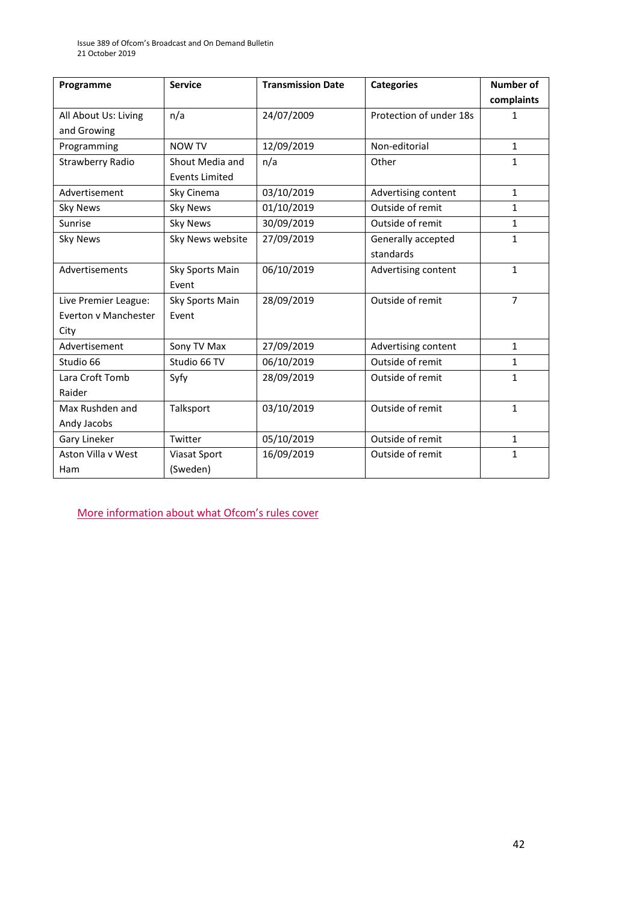| Programme | Service | Transmission Date | Categories | Number of complaints |
|---|---|---|---|---|
| All About Us: Living and Growing | n/a | 24/07/2009 | Protection of under 18s | 1 |
| Programming | NOW TV | 12/09/2019 | Non-editorial | 1 |
| Strawberry Radio | Shout Media and Events Limited | n/a | Other | 1 |
| Advertisement | Sky Cinema | 03/10/2019 | Advertising content | 1 |
| Sky News | Sky News | 01/10/2019 | Outside of remit | 1 |
| Sunrise | Sky News | 30/09/2019 | Outside of remit | 1 |
| Sky News | Sky News website | 27/09/2019 | Generally accepted standards | 1 |
| Advertisements | Sky Sports Main Event | 06/10/2019 | Advertising content | 1 |
| Live Premier League: Everton v Manchester City | Sky Sports Main Event | 28/09/2019 | Outside of remit | 7 |
| Advertisement | Sony TV Max | 27/09/2019 | Advertising content | 1 |
| Studio 66 | Studio 66 TV | 06/10/2019 | Outside of remit | 1 |
| Lara Croft Tomb Raider | Syfy | 28/09/2019 | Outside of remit | 1 |
| Max Rushden and Andy Jacobs | Talksport | 03/10/2019 | Outside of remit | 1 |
| Gary Lineker | Twitter | 05/10/2019 | Outside of remit | 1 |
| Aston Villa v West Ham | Viasat Sport (Sweden) | 16/09/2019 | Outside of remit | 1 |

More information about what Ofcom's rules cover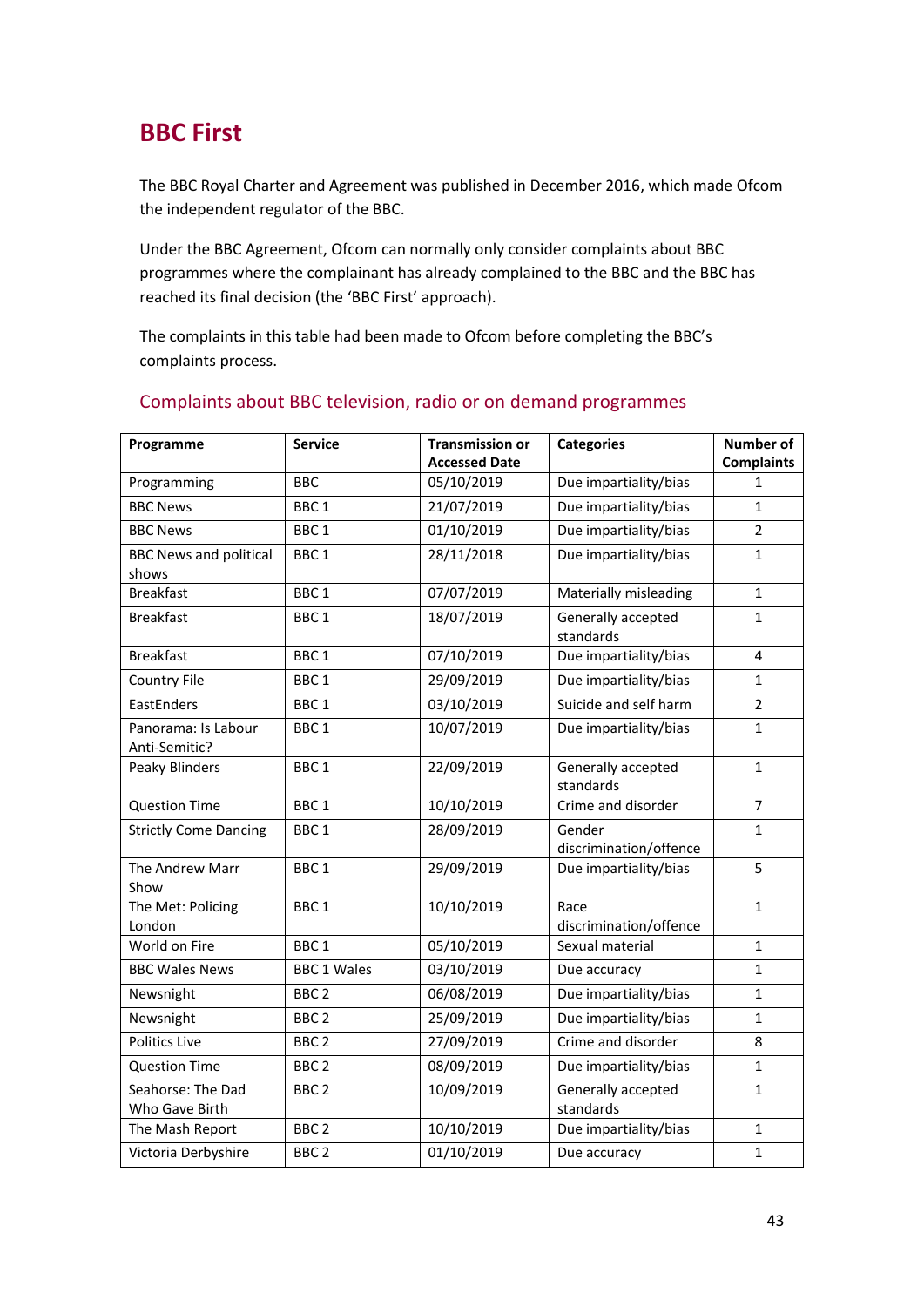## BBC First

The BBC Royal Charter and Agreement was published in December 2016, which made Ofcom the independent regulator of the BBC.

Under the BBC Agreement, Ofcom can normally only consider complaints about BBC programmes where the complainant has already complained to the BBC and the BBC has reached its final decision (the 'BBC First' approach).

The complaints in this table had been made to Ofcom before completing the BBC's complaints process.

### Complaints about BBC television, radio or on demand programmes

| Programme | Service | Transmission or Accessed Date | Categories | Number of Complaints |
|---|---|---|---|---|
| Programming | BBC | 05/10/2019 | Due impartiality/bias | 1 |
| BBC News | BBC 1 | 21/07/2019 | Due impartiality/bias | 1 |
| BBC News | BBC 1 | 01/10/2019 | Due impartiality/bias | 2 |
| BBC News and political shows | BBC 1 | 28/11/2018 | Due impartiality/bias | 1 |
| Breakfast | BBC 1 | 07/07/2019 | Materially misleading | 1 |
| Breakfast | BBC 1 | 18/07/2019 | Generally accepted standards | 1 |
| Breakfast | BBC 1 | 07/10/2019 | Due impartiality/bias | 4 |
| Country File | BBC 1 | 29/09/2019 | Due impartiality/bias | 1 |
| EastEnders | BBC 1 | 03/10/2019 | Suicide and self harm | 2 |
| Panorama: Is Labour Anti-Semitic? | BBC 1 | 10/07/2019 | Due impartiality/bias | 1 |
| Peaky Blinders | BBC 1 | 22/09/2019 | Generally accepted standards | 1 |
| Question Time | BBC 1 | 10/10/2019 | Crime and disorder | 7 |
| Strictly Come Dancing | BBC 1 | 28/09/2019 | Gender discrimination/offence | 1 |
| The Andrew Marr Show | BBC 1 | 29/09/2019 | Due impartiality/bias | 5 |
| The Met: Policing London | BBC 1 | 10/10/2019 | Race discrimination/offence | 1 |
| World on Fire | BBC 1 | 05/10/2019 | Sexual material | 1 |
| BBC Wales News | BBC 1 Wales | 03/10/2019 | Due accuracy | 1 |
| Newsnight | BBC 2 | 06/08/2019 | Due impartiality/bias | 1 |
| Newsnight | BBC 2 | 25/09/2019 | Due impartiality/bias | 1 |
| Politics Live | BBC 2 | 27/09/2019 | Crime and disorder | 8 |
| Question Time | BBC 2 | 08/09/2019 | Due impartiality/bias | 1 |
| Seahorse: The Dad Who Gave Birth | BBC 2 | 10/09/2019 | Generally accepted standards | 1 |
| The Mash Report | BBC 2 | 10/10/2019 | Due impartiality/bias | 1 |
| Victoria Derbyshire | BBC 2 | 01/10/2019 | Due accuracy | 1 |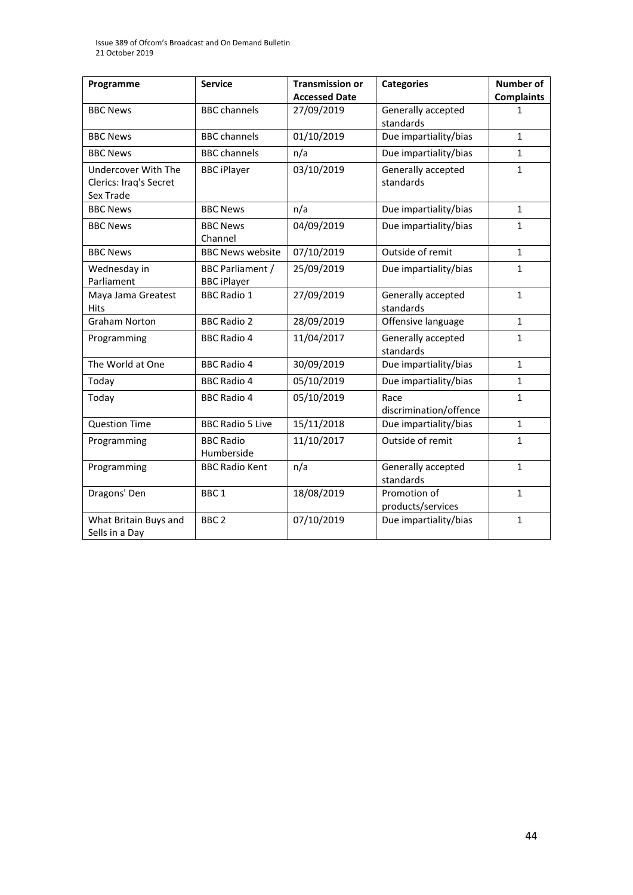| Programme | Service | Transmission or Accessed Date | Categories | Number of Complaints |
|---|---|---|---|---|
| BBC News | BBC channels | 27/09/2019 | Generally accepted standards | 1 |
| BBC News | BBC channels | 01/10/2019 | Due impartiality/bias | 1 |
| BBC News | BBC channels | n/a | Due impartiality/bias | 1 |
| Undercover With The Clerics: Iraq's Secret Sex Trade | BBC iPlayer | 03/10/2019 | Generally accepted standards | 1 |
| BBC News | BBC News | n/a | Due impartiality/bias | 1 |
| BBC News | BBC News Channel | 04/09/2019 | Due impartiality/bias | 1 |
| BBC News | BBC News website | 07/10/2019 | Outside of remit | 1 |
| Wednesday in Parliament | BBC Parliament / BBC iPlayer | 25/09/2019 | Due impartiality/bias | 1 |
| Maya Jama Greatest Hits | BBC Radio 1 | 27/09/2019 | Generally accepted standards | 1 |
| Graham Norton | BBC Radio 2 | 28/09/2019 | Offensive language | 1 |
| Programming | BBC Radio 4 | 11/04/2017 | Generally accepted standards | 1 |
| The World at One | BBC Radio 4 | 30/09/2019 | Due impartiality/bias | 1 |
| Today | BBC Radio 4 | 05/10/2019 | Due impartiality/bias | 1 |
| Today | BBC Radio 4 | 05/10/2019 | Race discrimination/offence | 1 |
| Question Time | BBC Radio 5 Live | 15/11/2018 | Due impartiality/bias | 1 |
| Programming | BBC Radio Humberside | 11/10/2017 | Outside of remit | 1 |
| Programming | BBC Radio Kent | n/a | Generally accepted standards | 1 |
| Dragons' Den | BBC 1 | 18/08/2019 | Promotion of products/services | 1 |
| What Britain Buys and Sells in a Day | BBC 2 | 07/10/2019 | Due impartiality/bias | 1 |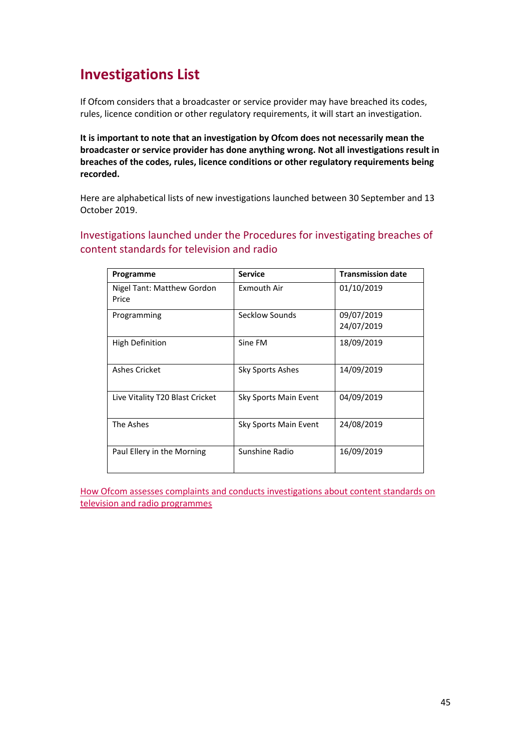# Investigations List

If Ofcom considers that a broadcaster or service provider may have breached its codes, rules, licence condition or other regulatory requirements, it will start an investigation.

**It is important to note that an investigation by Ofcom does not necessarily mean the broadcaster or service provider has done anything wrong. Not all investigations result in breaches of the codes, rules, licence conditions or other regulatory requirements being recorded.**

Here are alphabetical lists of new investigations launched between 30 September and 13 October 2019.

## Investigations launched under the Procedures for investigating breaches of content standards for television and radio

| Programme | Service | Transmission date |
|---|---|---|
| Nigel Tant: Matthew Gordon Price | Exmouth Air | 01/10/2019 |
| Programming | Secklow Sounds | 09/07/2019<br>24/07/2019 |
| High Definition | Sine FM | 18/09/2019 |
| Ashes Cricket | Sky Sports Ashes | 14/09/2019 |
| Live Vitality T20 Blast Cricket | Sky Sports Main Event | 04/09/2019 |
| The Ashes | Sky Sports Main Event | 24/08/2019 |
| Paul Ellery in the Morning | Sunshine Radio | 16/09/2019 |

How Ofcom assesses complaints and conducts investigations about content standards on television and radio programmes